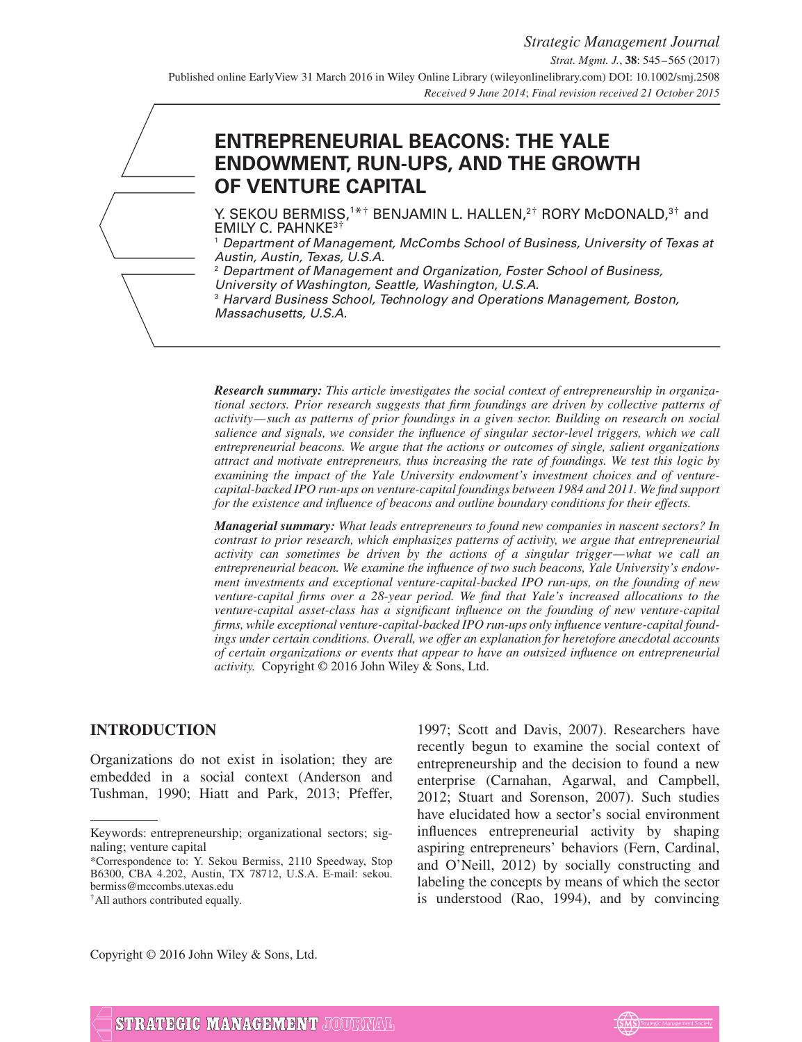# ENTREPRENEURIAL BEACONS: THE YALE ENDOWMENT, RUN-UPS, AND THE GROWTH OF VENTURE CAPITAL

Y. SEKOU BERMISS,[1*†] BENJAMIN L. HALLEN,[2†] RORY McDONALD,[3†] and EMILY C. PAHNKE[3†]

[1] *Department of Management, McCombs School of Business, University of Texas at Austin, Austin, Texas, U.S.A.*

[2] *Department of Management and Organization, Foster School of Business, University of Washington, Seattle, Washington, U.S.A.*

[3] *Harvard Business School, Technology and Operations Management, Boston, Massachusetts, U.S.A.*

***Research summary:*** *This article investigates the social context of entrepreneurship in organizational sectors. Prior research suggests that firm foundings are driven by collective patterns of activity—such as patterns of prior foundings in a given sector. Building on research on social salience and signals, we consider the influence of singular sector-level triggers, which we call entrepreneurial beacons. We argue that the actions or outcomes of single, salient organizations attract and motivate entrepreneurs, thus increasing the rate of foundings. We test this logic by examining the impact of the Yale University endowment's investment choices and of venture-capital-backed IPO run-ups on venture-capital foundings between 1984 and 2011. We find support for the existence and influence of beacons and outline boundary conditions for their effects.*

***Managerial summary:*** *What leads entrepreneurs to found new companies in nascent sectors? In contrast to prior research, which emphasizes patterns of activity, we argue that entrepreneurial activity can sometimes be driven by the actions of a singular trigger—what we call an entrepreneurial beacon. We examine the influence of two such beacons, Yale University's endowment investments and exceptional venture-capital-backed IPO run-ups, on the founding of new venture-capital firms over a 28-year period. We find that Yale's increased allocations to the venture-capital asset-class has a significant influence on the founding of new venture-capital firms, while exceptional venture-capital-backed IPO run-ups only influence venture-capital foundings under certain conditions. Overall, we offer an explanation for heretofore anecdotal accounts of certain organizations or events that appear to have an outsized influence on entrepreneurial activity.* Copyright © 2016 John Wiley & Sons, Ltd.

## INTRODUCTION

Organizations do not exist in isolation; they are embedded in a social context (Anderson and Tushman, 1990; Hiatt and Park, 2013; Pfeffer, 1997; Scott and Davis, 2007). Researchers have recently begun to examine the social context of entrepreneurship and the decision to found a new enterprise (Carnahan, Agarwal, and Campbell, 2012; Stuart and Sorenson, 2007). Such studies have elucidated how a sector's social environment influences entrepreneurial activity by shaping aspiring entrepreneurs' behaviors (Fern, Cardinal, and O'Neill, 2012) by socially constructing and labeling the concepts by means of which the sector is understood (Rao, 1994), and by convincing

---

Keywords: entrepreneurship; organizational sectors; signaling; venture capital

*Correspondence to: Y. Sekou Bermiss, 2110 Speedway, Stop B6300, CBA 4.202, Austin, TX 78712, U.S.A. E-mail: sekou.bermiss@mccombs.utexas.edu

†All authors contributed equally.

Copyright © 2016 John Wiley & Sons, Ltd.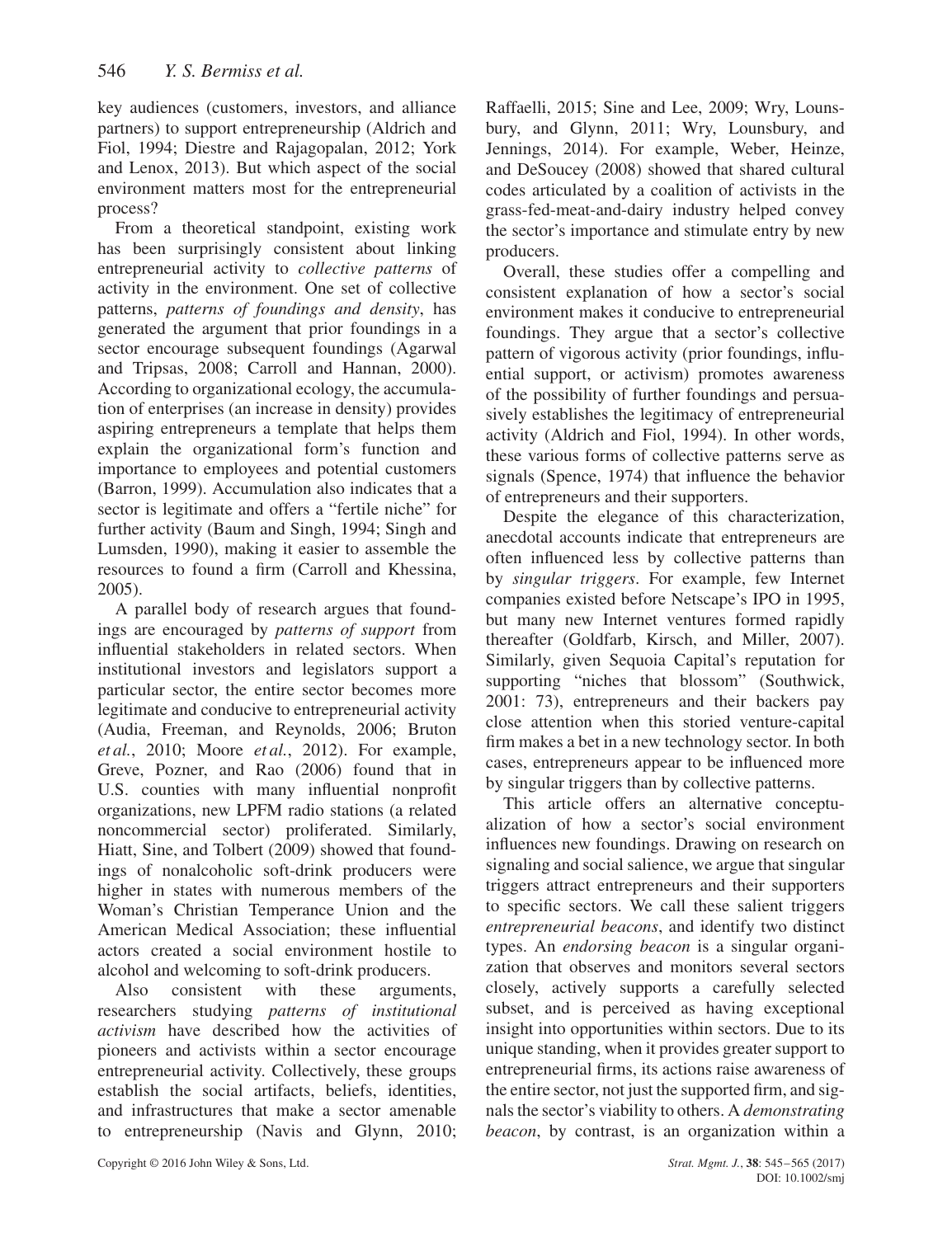key audiences (customers, investors, and alliance partners) to support entrepreneurship (Aldrich and Fiol, 1994; Diestre and Rajagopalan, 2012; York and Lenox, 2013). But which aspect of the social environment matters most for the entrepreneurial process?

From a theoretical standpoint, existing work has been surprisingly consistent about linking entrepreneurial activity to *collective patterns* of activity in the environment. One set of collective patterns, *patterns of foundings and density*, has generated the argument that prior foundings in a sector encourage subsequent foundings (Agarwal and Tripsas, 2008; Carroll and Hannan, 2000). According to organizational ecology, the accumulation of enterprises (an increase in density) provides aspiring entrepreneurs a template that helps them explain the organizational form's function and importance to employees and potential customers (Barron, 1999). Accumulation also indicates that a sector is legitimate and offers a "fertile niche" for further activity (Baum and Singh, 1994; Singh and Lumsden, 1990), making it easier to assemble the resources to found a firm (Carroll and Khessina, 2005).

A parallel body of research argues that foundings are encouraged by *patterns of support* from influential stakeholders in related sectors. When institutional investors and legislators support a particular sector, the entire sector becomes more legitimate and conducive to entrepreneurial activity (Audia, Freeman, and Reynolds, 2006; Bruton *et al.*, 2010; Moore *et al.*, 2012). For example, Greve, Pozner, and Rao (2006) found that in U.S. counties with many influential nonprofit organizations, new LPFM radio stations (a related noncommercial sector) proliferated. Similarly, Hiatt, Sine, and Tolbert (2009) showed that foundings of nonalcoholic soft-drink producers were higher in states with numerous members of the Woman's Christian Temperance Union and the American Medical Association; these influential actors created a social environment hostile to alcohol and welcoming to soft-drink producers.

Also consistent with these arguments, researchers studying *patterns of institutional activism* have described how the activities of pioneers and activists within a sector encourage entrepreneurial activity. Collectively, these groups establish the social artifacts, beliefs, identities, and infrastructures that make a sector amenable to entrepreneurship (Navis and Glynn, 2010; Raffaelli, 2015; Sine and Lee, 2009; Wry, Lounsbury, and Glynn, 2011; Wry, Lounsbury, and Jennings, 2014). For example, Weber, Heinze, and DeSoucey (2008) showed that shared cultural codes articulated by a coalition of activists in the grass-fed-meat-and-dairy industry helped convey the sector's importance and stimulate entry by new producers.

Overall, these studies offer a compelling and consistent explanation of how a sector's social environment makes it conducive to entrepreneurial foundings. They argue that a sector's collective pattern of vigorous activity (prior foundings, influential support, or activism) promotes awareness of the possibility of further foundings and persuasively establishes the legitimacy of entrepreneurial activity (Aldrich and Fiol, 1994). In other words, these various forms of collective patterns serve as signals (Spence, 1974) that influence the behavior of entrepreneurs and their supporters.

Despite the elegance of this characterization, anecdotal accounts indicate that entrepreneurs are often influenced less by collective patterns than by *singular triggers*. For example, few Internet companies existed before Netscape's IPO in 1995, but many new Internet ventures formed rapidly thereafter (Goldfarb, Kirsch, and Miller, 2007). Similarly, given Sequoia Capital's reputation for supporting "niches that blossom" (Southwick, 2001: 73), entrepreneurs and their backers pay close attention when this storied venture-capital firm makes a bet in a new technology sector. In both cases, entrepreneurs appear to be influenced more by singular triggers than by collective patterns.

This article offers an alternative conceptualization of how a sector's social environment influences new foundings. Drawing on research on signaling and social salience, we argue that singular triggers attract entrepreneurs and their supporters to specific sectors. We call these salient triggers *entrepreneurial beacons*, and identify two distinct types. An *endorsing beacon* is a singular organization that observes and monitors several sectors closely, actively supports a carefully selected subset, and is perceived as having exceptional insight into opportunities within sectors. Due to its unique standing, when it provides greater support to entrepreneurial firms, its actions raise awareness of the entire sector, not just the supported firm, and signals the sector's viability to others. A *demonstrating beacon*, by contrast, is an organization within a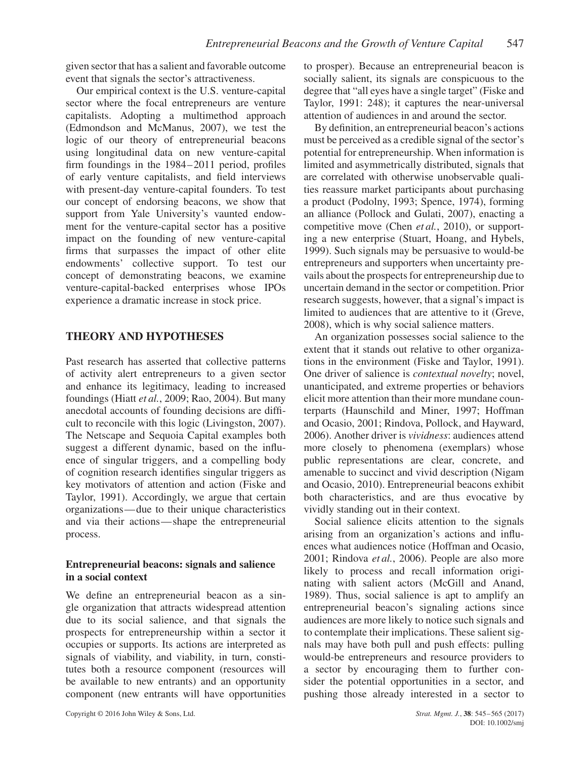given sector that has a salient and favorable outcome event that signals the sector's attractiveness.

Our empirical context is the U.S. venture-capital sector where the focal entrepreneurs are venture capitalists. Adopting a multimethod approach (Edmondson and McManus, 2007), we test the logic of our theory of entrepreneurial beacons using longitudinal data on new venture-capital firm foundings in the 1984–2011 period, profiles of early venture capitalists, and field interviews with present-day venture-capital founders. To test our concept of endorsing beacons, we show that support from Yale University's vaunted endowment for the venture-capital sector has a positive impact on the founding of new venture-capital firms that surpasses the impact of other elite endowments' collective support. To test our concept of demonstrating beacons, we examine venture-capital-backed enterprises whose IPOs experience a dramatic increase in stock price.

## THEORY AND HYPOTHESES

Past research has asserted that collective patterns of activity alert entrepreneurs to a given sector and enhance its legitimacy, leading to increased foundings (Hiatt *et al.*, 2009; Rao, 2004). But many anecdotal accounts of founding decisions are difficult to reconcile with this logic (Livingston, 2007). The Netscape and Sequoia Capital examples both suggest a different dynamic, based on the influence of singular triggers, and a compelling body of cognition research identifies singular triggers as key motivators of attention and action (Fiske and Taylor, 1991). Accordingly, we argue that certain organizations—due to their unique characteristics and via their actions—shape the entrepreneurial process.

### Entrepreneurial beacons: signals and salience in a social context

We define an entrepreneurial beacon as a single organization that attracts widespread attention due to its social salience, and that signals the prospects for entrepreneurship within a sector it occupies or supports. Its actions are interpreted as signals of viability, and viability, in turn, constitutes both a resource component (resources will be available to new entrants) and an opportunity component (new entrants will have opportunities to prosper). Because an entrepreneurial beacon is socially salient, its signals are conspicuous to the degree that "all eyes have a single target" (Fiske and Taylor, 1991: 248); it captures the near-universal attention of audiences in and around the sector.

By definition, an entrepreneurial beacon's actions must be perceived as a credible signal of the sector's potential for entrepreneurship. When information is limited and asymmetrically distributed, signals that are correlated with otherwise unobservable qualities reassure market participants about purchasing a product (Podolny, 1993; Spence, 1974), forming an alliance (Pollock and Gulati, 2007), enacting a competitive move (Chen *et al.*, 2010), or supporting a new enterprise (Stuart, Hoang, and Hybels, 1999). Such signals may be persuasive to would-be entrepreneurs and supporters when uncertainty prevails about the prospects for entrepreneurship due to uncertain demand in the sector or competition. Prior research suggests, however, that a signal's impact is limited to audiences that are attentive to it (Greve, 2008), which is why social salience matters.

An organization possesses social salience to the extent that it stands out relative to other organizations in the environment (Fiske and Taylor, 1991). One driver of salience is *contextual novelty*; novel, unanticipated, and extreme properties or behaviors elicit more attention than their more mundane counterparts (Haunschild and Miner, 1997; Hoffman and Ocasio, 2001; Rindova, Pollock, and Hayward, 2006). Another driver is *vividness*: audiences attend more closely to phenomena (exemplars) whose public representations are clear, concrete, and amenable to succinct and vivid description (Nigam and Ocasio, 2010). Entrepreneurial beacons exhibit both characteristics, and are thus evocative by vividly standing out in their context.

Social salience elicits attention to the signals arising from an organization's actions and influences what audiences notice (Hoffman and Ocasio, 2001; Rindova *et al.*, 2006). People are also more likely to process and recall information originating with salient actors (McGill and Anand, 1989). Thus, social salience is apt to amplify an entrepreneurial beacon's signaling actions since audiences are more likely to notice such signals and to contemplate their implications. These salient signals may have both pull and push effects: pulling would-be entrepreneurs and resource providers to a sector by encouraging them to further consider the potential opportunities in a sector, and pushing those already interested in a sector to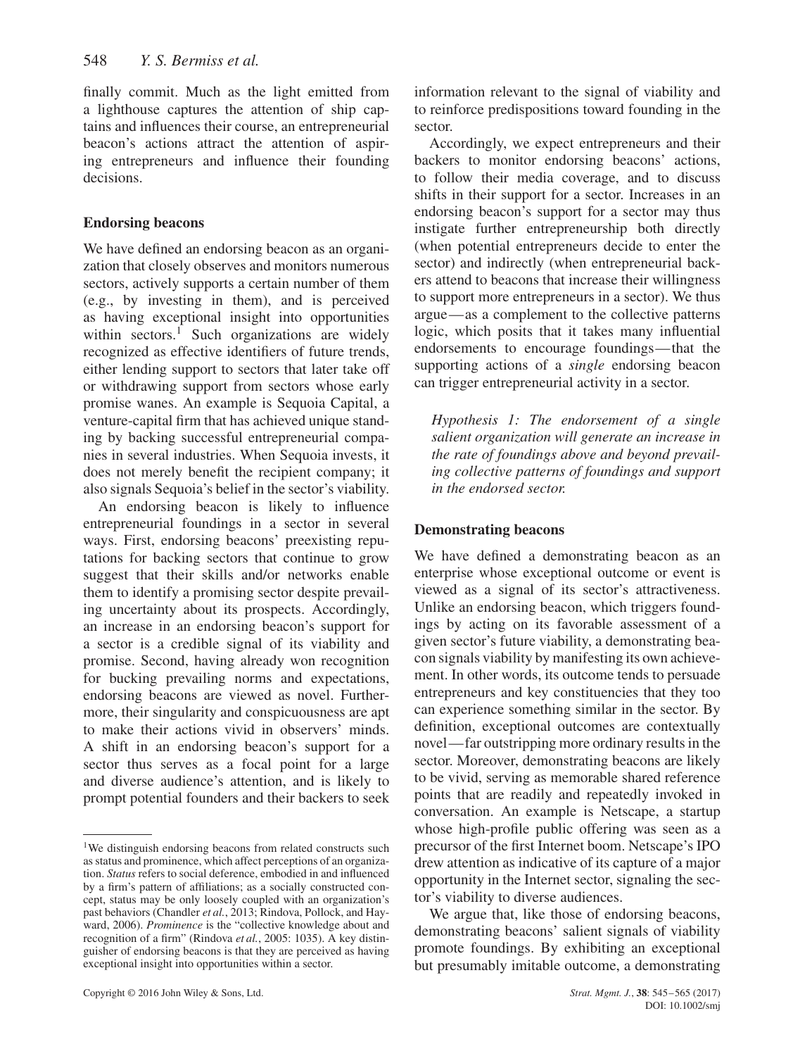finally commit. Much as the light emitted from a lighthouse captures the attention of ship captains and influences their course, an entrepreneurial beacon's actions attract the attention of aspiring entrepreneurs and influence their founding decisions.

### Endorsing beacons

We have defined an endorsing beacon as an organization that closely observes and monitors numerous sectors, actively supports a certain number of them (e.g., by investing in them), and is perceived as having exceptional insight into opportunities within sectors.[1] Such organizations are widely recognized as effective identifiers of future trends, either lending support to sectors that later take off or withdrawing support from sectors whose early promise wanes. An example is Sequoia Capital, a venture-capital firm that has achieved unique standing by backing successful entrepreneurial companies in several industries. When Sequoia invests, it does not merely benefit the recipient company; it also signals Sequoia's belief in the sector's viability.

An endorsing beacon is likely to influence entrepreneurial foundings in a sector in several ways. First, endorsing beacons' preexisting reputations for backing sectors that continue to grow suggest that their skills and/or networks enable them to identify a promising sector despite prevailing uncertainty about its prospects. Accordingly, an increase in an endorsing beacon's support for a sector is a credible signal of its viability and promise. Second, having already won recognition for bucking prevailing norms and expectations, endorsing beacons are viewed as novel. Furthermore, their singularity and conspicuousness are apt to make their actions vivid in observers' minds. A shift in an endorsing beacon's support for a sector thus serves as a focal point for a large and diverse audience's attention, and is likely to prompt potential founders and their backers to seek information relevant to the signal of viability and to reinforce predispositions toward founding in the sector.

Accordingly, we expect entrepreneurs and their backers to monitor endorsing beacons' actions, to follow their media coverage, and to discuss shifts in their support for a sector. Increases in an endorsing beacon's support for a sector may thus instigate further entrepreneurship both directly (when potential entrepreneurs decide to enter the sector) and indirectly (when entrepreneurial backers attend to beacons that increase their willingness to support more entrepreneurs in a sector). We thus argue—as a complement to the collective patterns logic, which posits that it takes many influential endorsements to encourage foundings—that the supporting actions of a *single* endorsing beacon can trigger entrepreneurial activity in a sector.

> *Hypothesis 1: The endorsement of a single salient organization will generate an increase in the rate of foundings above and beyond prevailing collective patterns of foundings and support in the endorsed sector.*

### Demonstrating beacons

We have defined a demonstrating beacon as an enterprise whose exceptional outcome or event is viewed as a signal of its sector's attractiveness. Unlike an endorsing beacon, which triggers foundings by acting on its favorable assessment of a given sector's future viability, a demonstrating beacon signals viability by manifesting its own achievement. In other words, its outcome tends to persuade entrepreneurs and key constituencies that they too can experience something similar in the sector. By definition, exceptional outcomes are contextually novel—far outstripping more ordinary results in the sector. Moreover, demonstrating beacons are likely to be vivid, serving as memorable shared reference points that are readily and repeatedly invoked in conversation. An example is Netscape, a startup whose high-profile public offering was seen as a precursor of the first Internet boom. Netscape's IPO drew attention as indicative of its capture of a major opportunity in the Internet sector, signaling the sector's viability to diverse audiences.

We argue that, like those of endorsing beacons, demonstrating beacons' salient signals of viability promote foundings. By exhibiting an exceptional but presumably imitable outcome, a demonstrating

[1] We distinguish endorsing beacons from related constructs such as status and prominence, which affect perceptions of an organization. *Status* refers to social deference, embodied in and influenced by a firm's pattern of affiliations; as a socially constructed concept, status may be only loosely coupled with an organization's past behaviors (Chandler *et al.*, 2013; Rindova, Pollock, and Hayward, 2006). *Prominence* is the "collective knowledge about and recognition of a firm" (Rindova *et al.*, 2005: 1035). A key distinguisher of endorsing beacons is that they are perceived as having exceptional insight into opportunities within a sector.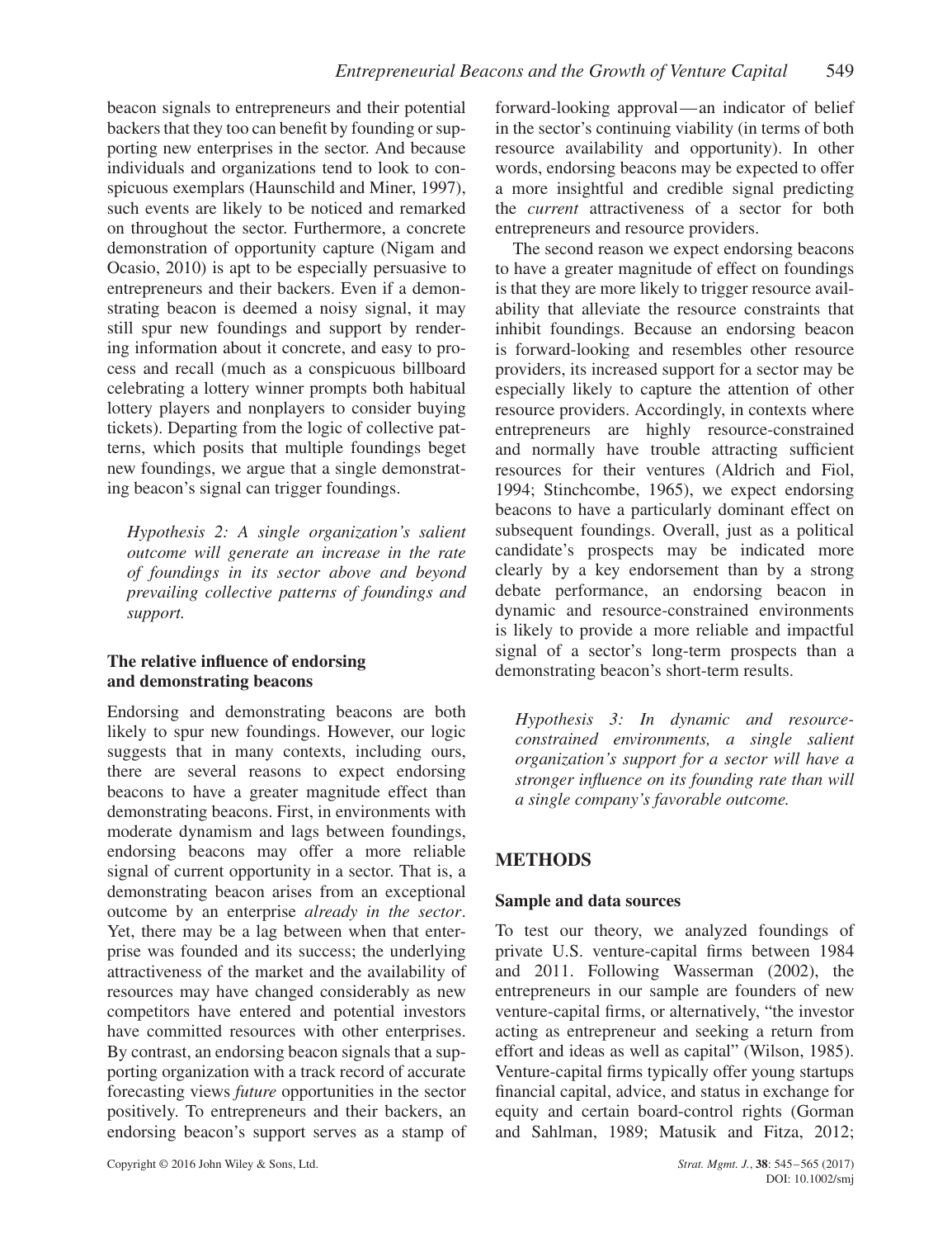beacon signals to entrepreneurs and their potential backers that they too can benefit by founding or supporting new enterprises in the sector. And because individuals and organizations tend to look to conspicuous exemplars (Haunschild and Miner, 1997), such events are likely to be noticed and remarked on throughout the sector. Furthermore, a concrete demonstration of opportunity capture (Nigam and Ocasio, 2010) is apt to be especially persuasive to entrepreneurs and their backers. Even if a demonstrating beacon is deemed a noisy signal, it may still spur new foundings and support by rendering information about it concrete, and easy to process and recall (much as a conspicuous billboard celebrating a lottery winner prompts both habitual lottery players and nonplayers to consider buying tickets). Departing from the logic of collective patterns, which posits that multiple foundings beget new foundings, we argue that a single demonstrating beacon's signal can trigger foundings.

*Hypothesis 2: A single organization's salient outcome will generate an increase in the rate of foundings in its sector above and beyond prevailing collective patterns of foundings and support.*

### The relative influence of endorsing and demonstrating beacons

Endorsing and demonstrating beacons are both likely to spur new foundings. However, our logic suggests that in many contexts, including ours, there are several reasons to expect endorsing beacons to have a greater magnitude effect than demonstrating beacons. First, in environments with moderate dynamism and lags between foundings, endorsing beacons may offer a more reliable signal of current opportunity in a sector. That is, a demonstrating beacon arises from an exceptional outcome by an enterprise *already in the sector*. Yet, there may be a lag between when that enterprise was founded and its success; the underlying attractiveness of the market and the availability of resources may have changed considerably as new competitors have entered and potential investors have committed resources with other enterprises. By contrast, an endorsing beacon signals that a supporting organization with a track record of accurate forecasting views *future* opportunities in the sector positively. To entrepreneurs and their backers, an endorsing beacon's support serves as a stamp of forward-looking approval—an indicator of belief in the sector's continuing viability (in terms of both resource availability and opportunity). In other words, endorsing beacons may be expected to offer a more insightful and credible signal predicting the *current* attractiveness of a sector for both entrepreneurs and resource providers.

The second reason we expect endorsing beacons to have a greater magnitude of effect on foundings is that they are more likely to trigger resource availability that alleviate the resource constraints that inhibit foundings. Because an endorsing beacon is forward-looking and resembles other resource providers, its increased support for a sector may be especially likely to capture the attention of other resource providers. Accordingly, in contexts where entrepreneurs are highly resource-constrained and normally have trouble attracting sufficient resources for their ventures (Aldrich and Fiol, 1994; Stinchcombe, 1965), we expect endorsing beacons to have a particularly dominant effect on subsequent foundings. Overall, just as a political candidate's prospects may be indicated more clearly by a key endorsement than by a strong debate performance, an endorsing beacon in dynamic and resource-constrained environments is likely to provide a more reliable and impactful signal of a sector's long-term prospects than a demonstrating beacon's short-term results.

*Hypothesis 3: In dynamic and resource-constrained environments, a single salient organization's support for a sector will have a stronger influence on its founding rate than will a single company's favorable outcome.*

## METHODS

### Sample and data sources

To test our theory, we analyzed foundings of private U.S. venture-capital firms between 1984 and 2011. Following Wasserman (2002), the entrepreneurs in our sample are founders of new venture-capital firms, or alternatively, "the investor acting as entrepreneur and seeking a return from effort and ideas as well as capital" (Wilson, 1985). Venture-capital firms typically offer young startups financial capital, advice, and status in exchange for equity and certain board-control rights (Gorman and Sahlman, 1989; Matusik and Fitza, 2012;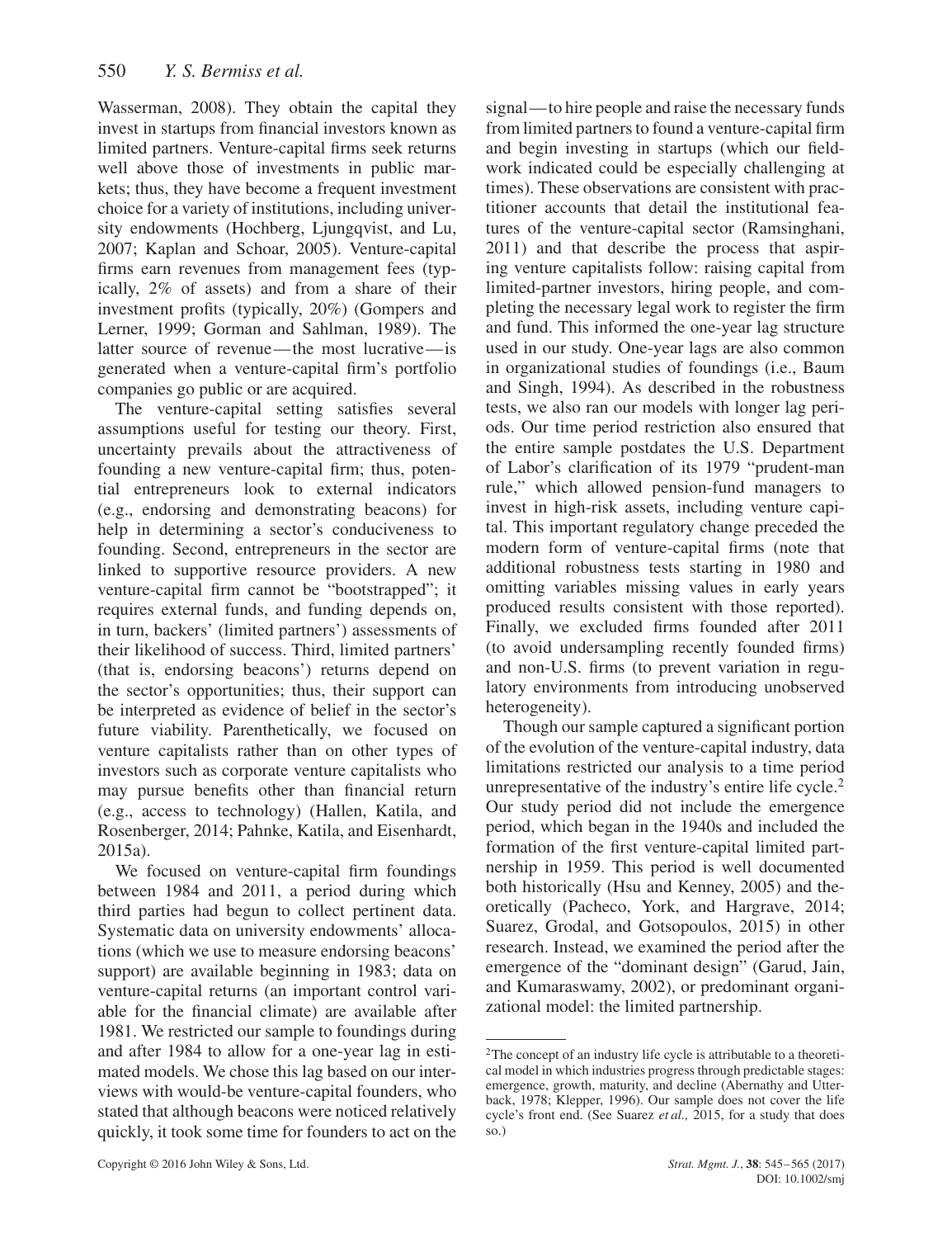Wasserman, 2008). They obtain the capital they invest in startups from financial investors known as limited partners. Venture-capital firms seek returns well above those of investments in public markets; thus, they have become a frequent investment choice for a variety of institutions, including university endowments (Hochberg, Ljungqvist, and Lu, 2007; Kaplan and Schoar, 2005). Venture-capital firms earn revenues from management fees (typically, 2% of assets) and from a share of their investment profits (typically, 20%) (Gompers and Lerner, 1999; Gorman and Sahlman, 1989). The latter source of revenue—the most lucrative—is generated when a venture-capital firm's portfolio companies go public or are acquired.

The venture-capital setting satisfies several assumptions useful for testing our theory. First, uncertainty prevails about the attractiveness of founding a new venture-capital firm; thus, potential entrepreneurs look to external indicators (e.g., endorsing and demonstrating beacons) for help in determining a sector's conduciveness to founding. Second, entrepreneurs in the sector are linked to supportive resource providers. A new venture-capital firm cannot be "bootstrapped"; it requires external funds, and funding depends on, in turn, backers' (limited partners') assessments of their likelihood of success. Third, limited partners' (that is, endorsing beacons') returns depend on the sector's opportunities; thus, their support can be interpreted as evidence of belief in the sector's future viability. Parenthetically, we focused on venture capitalists rather than on other types of investors such as corporate venture capitalists who may pursue benefits other than financial return (e.g., access to technology) (Hallen, Katila, and Rosenberger, 2014; Pahnke, Katila, and Eisenhardt, 2015a).

We focused on venture-capital firm foundings between 1984 and 2011, a period during which third parties had begun to collect pertinent data. Systematic data on university endowments' allocations (which we use to measure endorsing beacons' support) are available beginning in 1983; data on venture-capital returns (an important control variable for the financial climate) are available after 1981. We restricted our sample to foundings during and after 1984 to allow for a one-year lag in estimated models. We chose this lag based on our interviews with would-be venture-capital founders, who stated that although beacons were noticed relatively quickly, it took some time for founders to act on the signal—to hire people and raise the necessary funds from limited partners to found a venture-capital firm and begin investing in startups (which our fieldwork indicated could be especially challenging at times). These observations are consistent with practitioner accounts that detail the institutional features of the venture-capital sector (Ramsinghani, 2011) and that describe the process that aspiring venture capitalists follow: raising capital from limited-partner investors, hiring people, and completing the necessary legal work to register the firm and fund. This informed the one-year lag structure used in our study. One-year lags are also common in organizational studies of foundings (i.e., Baum and Singh, 1994). As described in the robustness tests, we also ran our models with longer lag periods. Our time period restriction also ensured that the entire sample postdates the U.S. Department of Labor's clarification of its 1979 "prudent-man rule," which allowed pension-fund managers to invest in high-risk assets, including venture capital. This important regulatory change preceded the modern form of venture-capital firms (note that additional robustness tests starting in 1980 and omitting variables missing values in early years produced results consistent with those reported). Finally, we excluded firms founded after 2011 (to avoid undersampling recently founded firms) and non-U.S. firms (to prevent variation in regulatory environments from introducing unobserved heterogeneity).

Though our sample captured a significant portion of the evolution of the venture-capital industry, data limitations restricted our analysis to a time period unrepresentative of the industry's entire life cycle.[2] Our study period did not include the emergence period, which began in the 1940s and included the formation of the first venture-capital limited partnership in 1959. This period is well documented both historically (Hsu and Kenney, 2005) and theoretically (Pacheco, York, and Hargrave, 2014; Suarez, Grodal, and Gotsopoulos, 2015) in other research. Instead, we examined the period after the emergence of the "dominant design" (Garud, Jain, and Kumaraswamy, 2002), or predominant organizational model: the limited partnership.

[2] The concept of an industry life cycle is attributable to a theoretical model in which industries progress through predictable stages: emergence, growth, maturity, and decline (Abernathy and Utterback, 1978; Klepper, 1996). Our sample does not cover the life cycle's front end. (See Suarez *et al.,* 2015, for a study that does so.)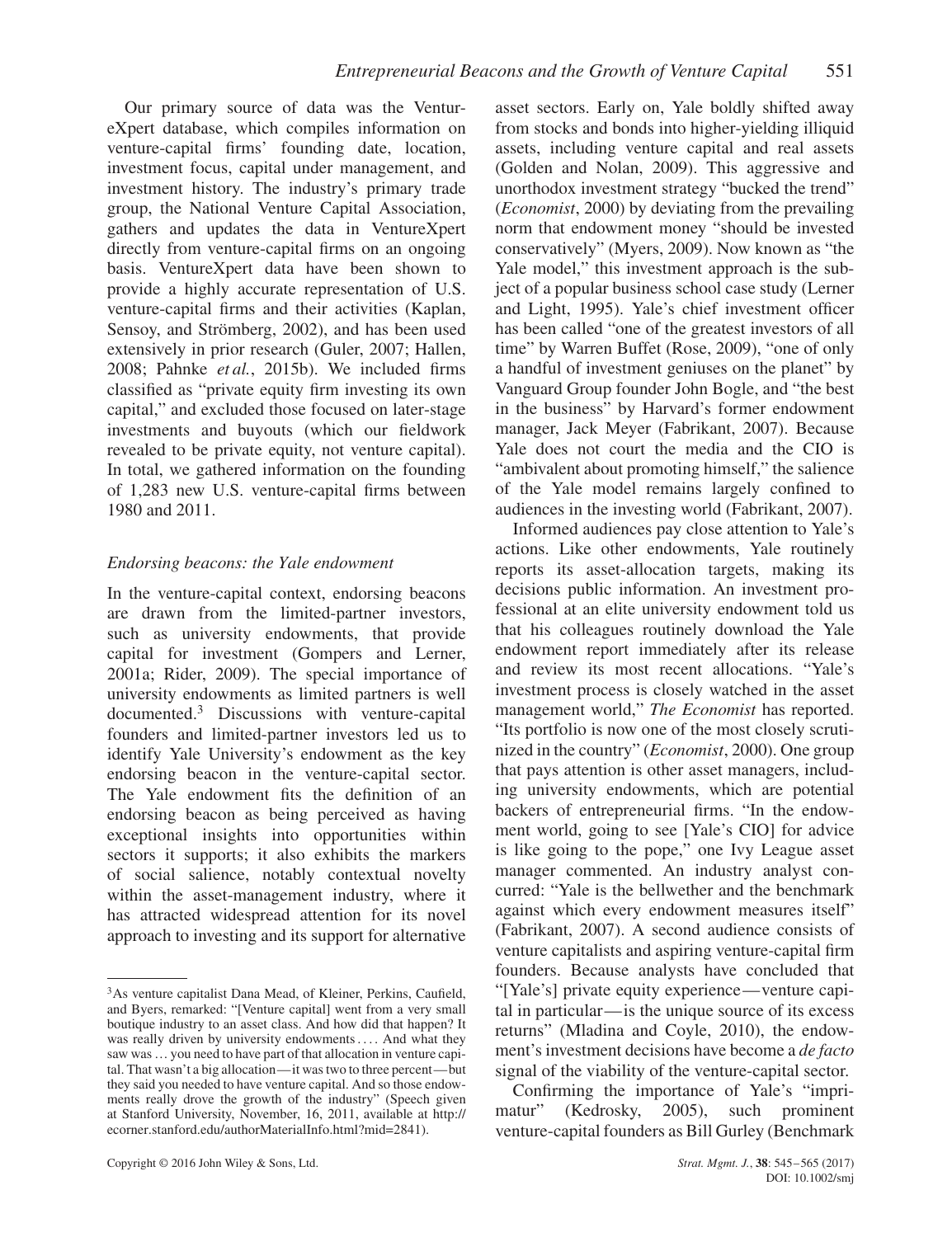Our primary source of data was the VentureXpert database, which compiles information on venture-capital firms' founding date, location, investment focus, capital under management, and investment history. The industry's primary trade group, the National Venture Capital Association, gathers and updates the data in VentureXpert directly from venture-capital firms on an ongoing basis. VentureXpert data have been shown to provide a highly accurate representation of U.S. venture-capital firms and their activities (Kaplan, Sensoy, and Strömberg, 2002), and has been used extensively in prior research (Guler, 2007; Hallen, 2008; Pahnke *et al.*, 2015b). We included firms classified as "private equity firm investing its own capital," and excluded those focused on later-stage investments and buyouts (which our fieldwork revealed to be private equity, not venture capital). In total, we gathered information on the founding of 1,283 new U.S. venture-capital firms between 1980 and 2011.

### *Endorsing beacons: the Yale endowment*

In the venture-capital context, endorsing beacons are drawn from the limited-partner investors, such as university endowments, that provide capital for investment (Gompers and Lerner, 2001a; Rider, 2009). The special importance of university endowments as limited partners is well documented.[3] Discussions with venture-capital founders and limited-partner investors led us to identify Yale University's endowment as the key endorsing beacon in the venture-capital sector. The Yale endowment fits the definition of an endorsing beacon as being perceived as having exceptional insights into opportunities within sectors it supports; it also exhibits the markers of social salience, notably contextual novelty within the asset-management industry, where it has attracted widespread attention for its novel approach to investing and its support for alternative asset sectors. Early on, Yale boldly shifted away from stocks and bonds into higher-yielding illiquid assets, including venture capital and real assets (Golden and Nolan, 2009). This aggressive and unorthodox investment strategy "bucked the trend" (*Economist*, 2000) by deviating from the prevailing norm that endowment money "should be invested conservatively" (Myers, 2009). Now known as "the Yale model," this investment approach is the subject of a popular business school case study (Lerner and Light, 1995). Yale's chief investment officer has been called "one of the greatest investors of all time" by Warren Buffet (Rose, 2009), "one of only a handful of investment geniuses on the planet" by Vanguard Group founder John Bogle, and "the best in the business" by Harvard's former endowment manager, Jack Meyer (Fabrikant, 2007). Because Yale does not court the media and the CIO is "ambivalent about promoting himself," the salience of the Yale model remains largely confined to audiences in the investing world (Fabrikant, 2007).

Informed audiences pay close attention to Yale's actions. Like other endowments, Yale routinely reports its asset-allocation targets, making its decisions public information. An investment professional at an elite university endowment told us that his colleagues routinely download the Yale endowment report immediately after its release and review its most recent allocations. "Yale's investment process is closely watched in the asset management world," *The Economist* has reported. "Its portfolio is now one of the most closely scrutinized in the country" (*Economist*, 2000). One group that pays attention is other asset managers, including university endowments, which are potential backers of entrepreneurial firms. "In the endowment world, going to see [Yale's CIO] for advice is like going to the pope," one Ivy League asset manager commented. An industry analyst concurred: "Yale is the bellwether and the benchmark against which every endowment measures itself" (Fabrikant, 2007). A second audience consists of venture capitalists and aspiring venture-capital firm founders. Because analysts have concluded that "[Yale's] private equity experience—venture capital in particular—is the unique source of its excess returns" (Mladina and Coyle, 2010), the endowment's investment decisions have become a *de facto* signal of the viability of the venture-capital sector.

Confirming the importance of Yale's "imprimatur" (Kedrosky, 2005), such prominent venture-capital founders as Bill Gurley (Benchmark

---

[3] As venture capitalist Dana Mead, of Kleiner, Perkins, Caufield, and Byers, remarked: "[Venture capital] went from a very small boutique industry to an asset class. And how did that happen? It was really driven by university endowments .... And what they saw was … you need to have part of that allocation in venture capital. That wasn't a big allocation—it was two to three percent—but they said you needed to have venture capital. And so those endowments really drove the growth of the industry" (Speech given at Stanford University, November, 16, 2011, available at http://ecorner.stanford.edu/authorMaterialInfo.html?mid=2841).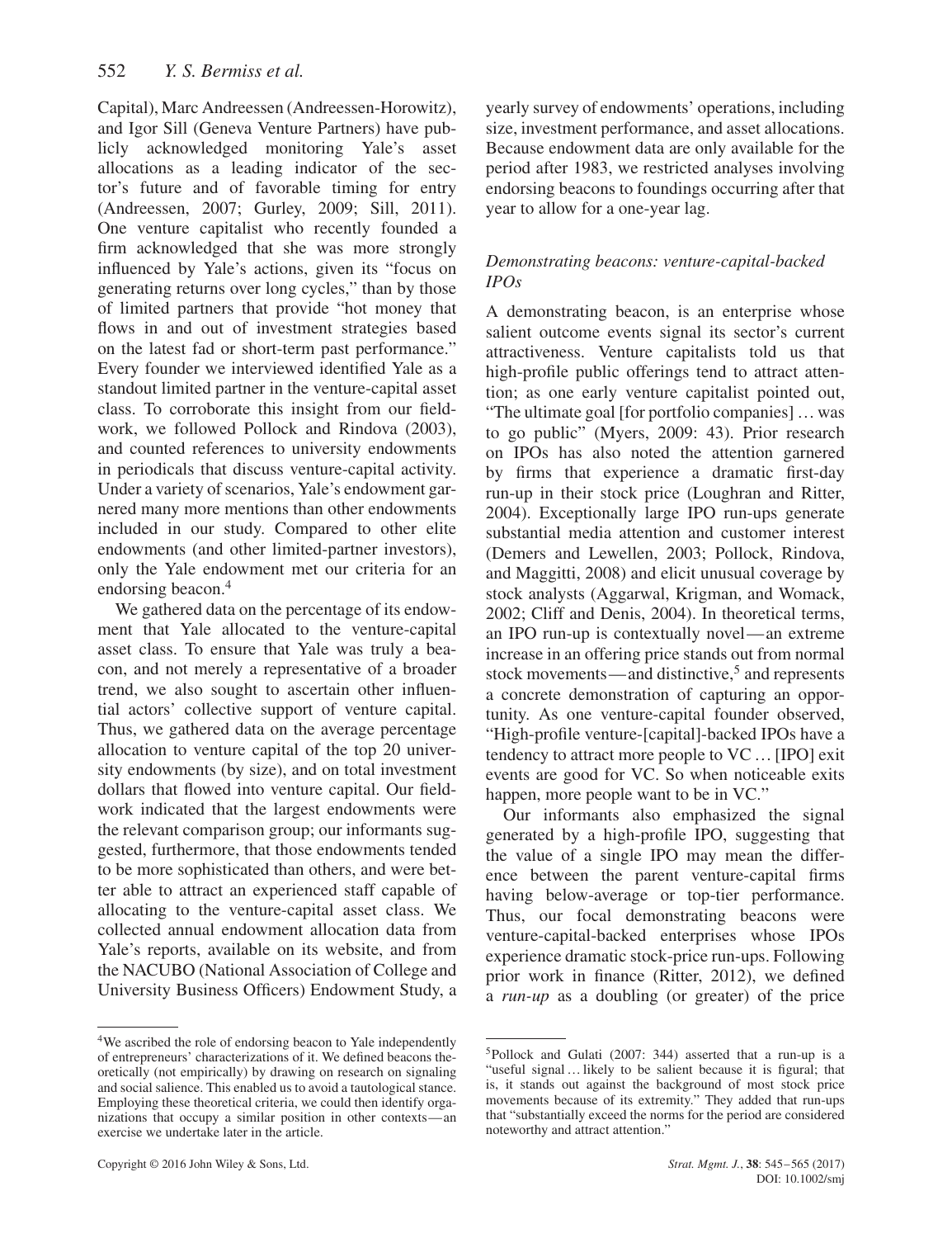Capital), Marc Andreessen (Andreessen-Horowitz), and Igor Sill (Geneva Venture Partners) have publicly acknowledged monitoring Yale's asset allocations as a leading indicator of the sector's future and of favorable timing for entry (Andreessen, 2007; Gurley, 2009; Sill, 2011). One venture capitalist who recently founded a firm acknowledged that she was more strongly influenced by Yale's actions, given its "focus on generating returns over long cycles," than by those of limited partners that provide "hot money that flows in and out of investment strategies based on the latest fad or short-term past performance." Every founder we interviewed identified Yale as a standout limited partner in the venture-capital asset class. To corroborate this insight from our fieldwork, we followed Pollock and Rindova (2003), and counted references to university endowments in periodicals that discuss venture-capital activity. Under a variety of scenarios, Yale's endowment garnered many more mentions than other endowments included in our study. Compared to other elite endowments (and other limited-partner investors), only the Yale endowment met our criteria for an endorsing beacon.[4]

We gathered data on the percentage of its endowment that Yale allocated to the venture-capital asset class. To ensure that Yale was truly a beacon, and not merely a representative of a broader trend, we also sought to ascertain other influential actors' collective support of venture capital. Thus, we gathered data on the average percentage allocation to venture capital of the top 20 university endowments (by size), and on total investment dollars that flowed into venture capital. Our fieldwork indicated that the largest endowments were the relevant comparison group; our informants suggested, furthermore, that those endowments tended to be more sophisticated than others, and were better able to attract an experienced staff capable of allocating to the venture-capital asset class. We collected annual endowment allocation data from Yale's reports, available on its website, and from the NACUBO (National Association of College and University Business Officers) Endowment Study, a yearly survey of endowments' operations, including size, investment performance, and asset allocations. Because endowment data are only available for the period after 1983, we restricted analyses involving endorsing beacons to foundings occurring after that year to allow for a one-year lag.

### *Demonstrating beacons: venture-capital-backed IPOs*

A demonstrating beacon, is an enterprise whose salient outcome events signal its sector's current attractiveness. Venture capitalists told us that high-profile public offerings tend to attract attention; as one early venture capitalist pointed out, "The ultimate goal [for portfolio companies] … was to go public" (Myers, 2009: 43). Prior research on IPOs has also noted the attention garnered by firms that experience a dramatic first-day run-up in their stock price (Loughran and Ritter, 2004). Exceptionally large IPO run-ups generate substantial media attention and customer interest (Demers and Lewellen, 2003; Pollock, Rindova, and Maggitti, 2008) and elicit unusual coverage by stock analysts (Aggarwal, Krigman, and Womack, 2002; Cliff and Denis, 2004). In theoretical terms, an IPO run-up is contextually novel—an extreme increase in an offering price stands out from normal stock movements—and distinctive,[5] and represents a concrete demonstration of capturing an opportunity. As one venture-capital founder observed, "High-profile venture-[capital]-backed IPOs have a tendency to attract more people to VC … [IPO] exit events are good for VC. So when noticeable exits happen, more people want to be in VC."

Our informants also emphasized the signal generated by a high-profile IPO, suggesting that the value of a single IPO may mean the difference between the parent venture-capital firms having below-average or top-tier performance. Thus, our focal demonstrating beacons were venture-capital-backed enterprises whose IPOs experience dramatic stock-price run-ups. Following prior work in finance (Ritter, 2012), we defined a *run-up* as a doubling (or greater) of the price

---

[4]We ascribed the role of endorsing beacon to Yale independently of entrepreneurs' characterizations of it. We defined beacons theoretically (not empirically) by drawing on research on signaling and social salience. This enabled us to avoid a tautological stance. Employing these theoretical criteria, we could then identify organizations that occupy a similar position in other contexts—an exercise we undertake later in the article.

[5]Pollock and Gulati (2007: 344) asserted that a run-up is a "useful signal … likely to be salient because it is figural; that is, it stands out against the background of most stock price movements because of its extremity." They added that run-ups that "substantially exceed the norms for the period are considered noteworthy and attract attention."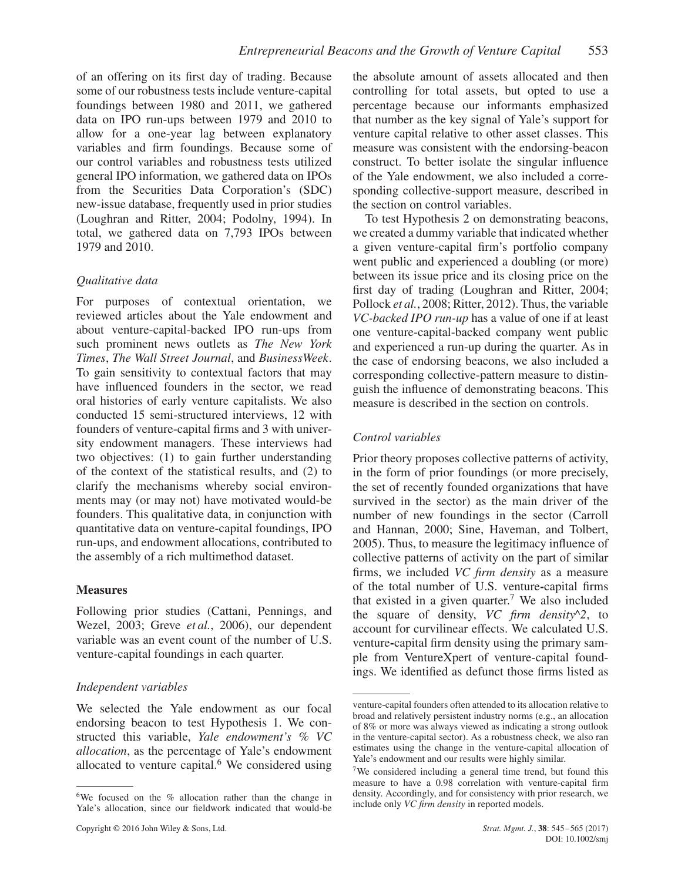of an offering on its first day of trading. Because some of our robustness tests include venture-capital foundings between 1980 and 2011, we gathered data on IPO run-ups between 1979 and 2010 to allow for a one-year lag between explanatory variables and firm foundings. Because some of our control variables and robustness tests utilized general IPO information, we gathered data on IPOs from the Securities Data Corporation's (SDC) new-issue database, frequently used in prior studies (Loughran and Ritter, 2004; Podolny, 1994). In total, we gathered data on 7,793 IPOs between 1979 and 2010.

### *Qualitative data*

For purposes of contextual orientation, we reviewed articles about the Yale endowment and about venture-capital-backed IPO run-ups from such prominent news outlets as *The New York Times*, *The Wall Street Journal*, and *BusinessWeek*. To gain sensitivity to contextual factors that may have influenced founders in the sector, we read oral histories of early venture capitalists. We also conducted 15 semi-structured interviews, 12 with founders of venture-capital firms and 3 with university endowment managers. These interviews had two objectives: (1) to gain further understanding of the context of the statistical results, and (2) to clarify the mechanisms whereby social environments may (or may not) have motivated would-be founders. This qualitative data, in conjunction with quantitative data on venture-capital foundings, IPO run-ups, and endowment allocations, contributed to the assembly of a rich multimethod dataset.

## **Measures**

Following prior studies (Cattani, Pennings, and Wezel, 2003; Greve *et al.*, 2006), our dependent variable was an event count of the number of U.S. venture-capital foundings in each quarter.

### *Independent variables*

We selected the Yale endowment as our focal endorsing beacon to test Hypothesis 1. We constructed this variable, *Yale endowment's % VC allocation*, as the percentage of Yale's endowment allocated to venture capital.[6] We considered using the absolute amount of assets allocated and then controlling for total assets, but opted to use a percentage because our informants emphasized that number as the key signal of Yale's support for venture capital relative to other asset classes. This measure was consistent with the endorsing-beacon construct. To better isolate the singular influence of the Yale endowment, we also included a corresponding collective-support measure, described in the section on control variables.

To test Hypothesis 2 on demonstrating beacons, we created a dummy variable that indicated whether a given venture-capital firm's portfolio company went public and experienced a doubling (or more) between its issue price and its closing price on the first day of trading (Loughran and Ritter, 2004; Pollock *et al.*, 2008; Ritter, 2012). Thus, the variable *VC-backed IPO run-up* has a value of one if at least one venture-capital-backed company went public and experienced a run-up during the quarter. As in the case of endorsing beacons, we also included a corresponding collective-pattern measure to distinguish the influence of demonstrating beacons. This measure is described in the section on controls.

### *Control variables*

Prior theory proposes collective patterns of activity, in the form of prior foundings (or more precisely, the set of recently founded organizations that have survived in the sector) as the main driver of the number of new foundings in the sector (Carroll and Hannan, 2000; Sine, Haveman, and Tolbert, 2005). Thus, to measure the legitimacy influence of collective patterns of activity on the part of similar firms, we included *VC firm density* as a measure of the total number of U.S. venture-capital firms that existed in a given quarter.[7] We also included the square of density, *VC firm density^2*, to account for curvilinear effects. We calculated U.S. venture-capital firm density using the primary sample from VentureXpert of venture-capital foundings. We identified as defunct those firms listed as

---

[6]We focused on the % allocation rather than the change in Yale's allocation, since our fieldwork indicated that would-be venture-capital founders often attended to its allocation relative to broad and relatively persistent industry norms (e.g., an allocation of 8% or more was always viewed as indicating a strong outlook in the venture-capital sector). As a robustness check, we also ran estimates using the change in the venture-capital allocation of Yale's endowment and our results were highly similar.

[7]We considered including a general time trend, but found this measure to have a 0.98 correlation with venture-capital firm density. Accordingly, and for consistency with prior research, we include only *VC firm density* in reported models.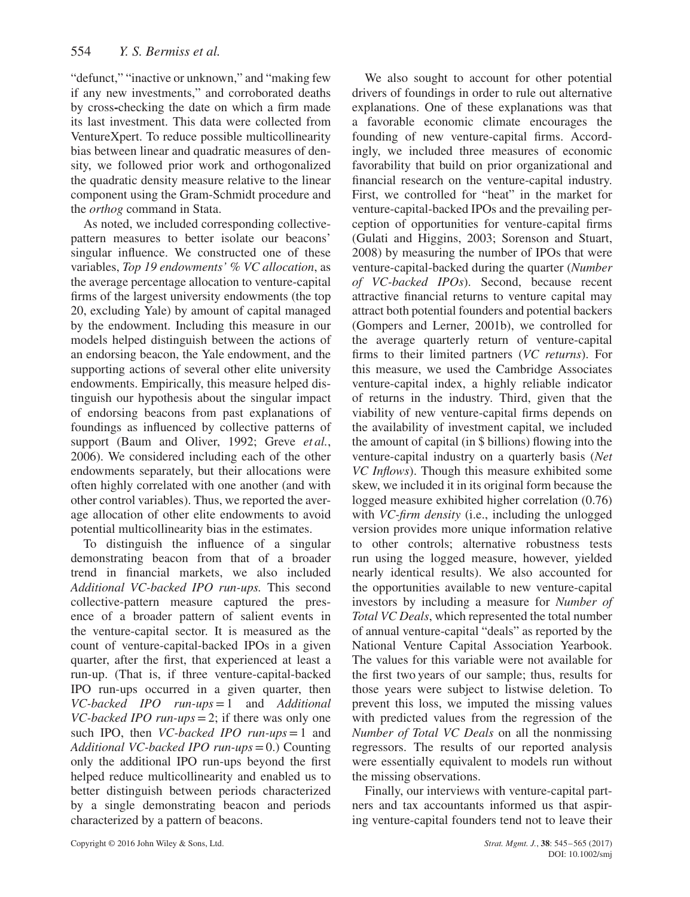"defunct," "inactive or unknown," and "making few if any new investments," and corroborated deaths by cross-checking the date on which a firm made its last investment. This data were collected from VentureXpert. To reduce possible multicollinearity bias between linear and quadratic measures of density, we followed prior work and orthogonalized the quadratic density measure relative to the linear component using the Gram-Schmidt procedure and the *orthog* command in Stata.

As noted, we included corresponding collective-pattern measures to better isolate our beacons' singular influence. We constructed one of these variables, *Top 19 endowments' % VC allocation*, as the average percentage allocation to venture-capital firms of the largest university endowments (the top 20, excluding Yale) by amount of capital managed by the endowment. Including this measure in our models helped distinguish between the actions of an endorsing beacon, the Yale endowment, and the supporting actions of several other elite university endowments. Empirically, this measure helped distinguish our hypothesis about the singular impact of endorsing beacons from past explanations of foundings as influenced by collective patterns of support (Baum and Oliver, 1992; Greve *et al.*, 2006). We considered including each of the other endowments separately, but their allocations were often highly correlated with one another (and with other control variables). Thus, we reported the average allocation of other elite endowments to avoid potential multicollinearity bias in the estimates.

To distinguish the influence of a singular demonstrating beacon from that of a broader trend in financial markets, we also included *Additional VC-backed IPO run-ups.* This second collective-pattern measure captured the presence of a broader pattern of salient events in the venture-capital sector. It is measured as the count of venture-capital-backed IPOs in a given quarter, after the first, that experienced at least a run-up. (That is, if three venture-capital-backed IPO run-ups occurred in a given quarter, then *VC-backed IPO run-ups* = 1 and *Additional VC-backed IPO run-ups* = 2; if there was only one such IPO, then *VC-backed IPO run-ups* = 1 and *Additional VC-backed IPO run-ups* = 0.) Counting only the additional IPO run-ups beyond the first helped reduce multicollinearity and enabled us to better distinguish between periods characterized by a single demonstrating beacon and periods characterized by a pattern of beacons.

We also sought to account for other potential drivers of foundings in order to rule out alternative explanations. One of these explanations was that a favorable economic climate encourages the founding of new venture-capital firms. Accordingly, we included three measures of economic favorability that build on prior organizational and financial research on the venture-capital industry. First, we controlled for "heat" in the market for venture-capital-backed IPOs and the prevailing perception of opportunities for venture-capital firms (Gulati and Higgins, 2003; Sorenson and Stuart, 2008) by measuring the number of IPOs that were venture-capital-backed during the quarter (*Number of VC-backed IPOs*). Second, because recent attractive financial returns to venture capital may attract both potential founders and potential backers (Gompers and Lerner, 2001b), we controlled for the average quarterly return of venture-capital firms to their limited partners (*VC returns*). For this measure, we used the Cambridge Associates venture-capital index, a highly reliable indicator of returns in the industry. Third, given that the viability of new venture-capital firms depends on the availability of investment capital, we included the amount of capital (in $ billions) flowing into the venture-capital industry on a quarterly basis (*Net VC Inflows*). Though this measure exhibited some skew, we included it in its original form because the logged measure exhibited higher correlation (0.76) with *VC-firm density* (i.e., including the unlogged version provides more unique information relative to other controls; alternative robustness tests run using the logged measure, however, yielded nearly identical results). We also accounted for the opportunities available to new venture-capital investors by including a measure for *Number of Total VC Deals*, which represented the total number of annual venture-capital "deals" as reported by the National Venture Capital Association Yearbook. The values for this variable were not available for the first two years of our sample; thus, results for those years were subject to listwise deletion. To prevent this loss, we imputed the missing values with predicted values from the regression of the *Number of Total VC Deals* on all the nonmissing regressors. The results of our reported analysis were essentially equivalent to models run without the missing observations.

Finally, our interviews with venture-capital partners and tax accountants informed us that aspiring venture-capital founders tend not to leave their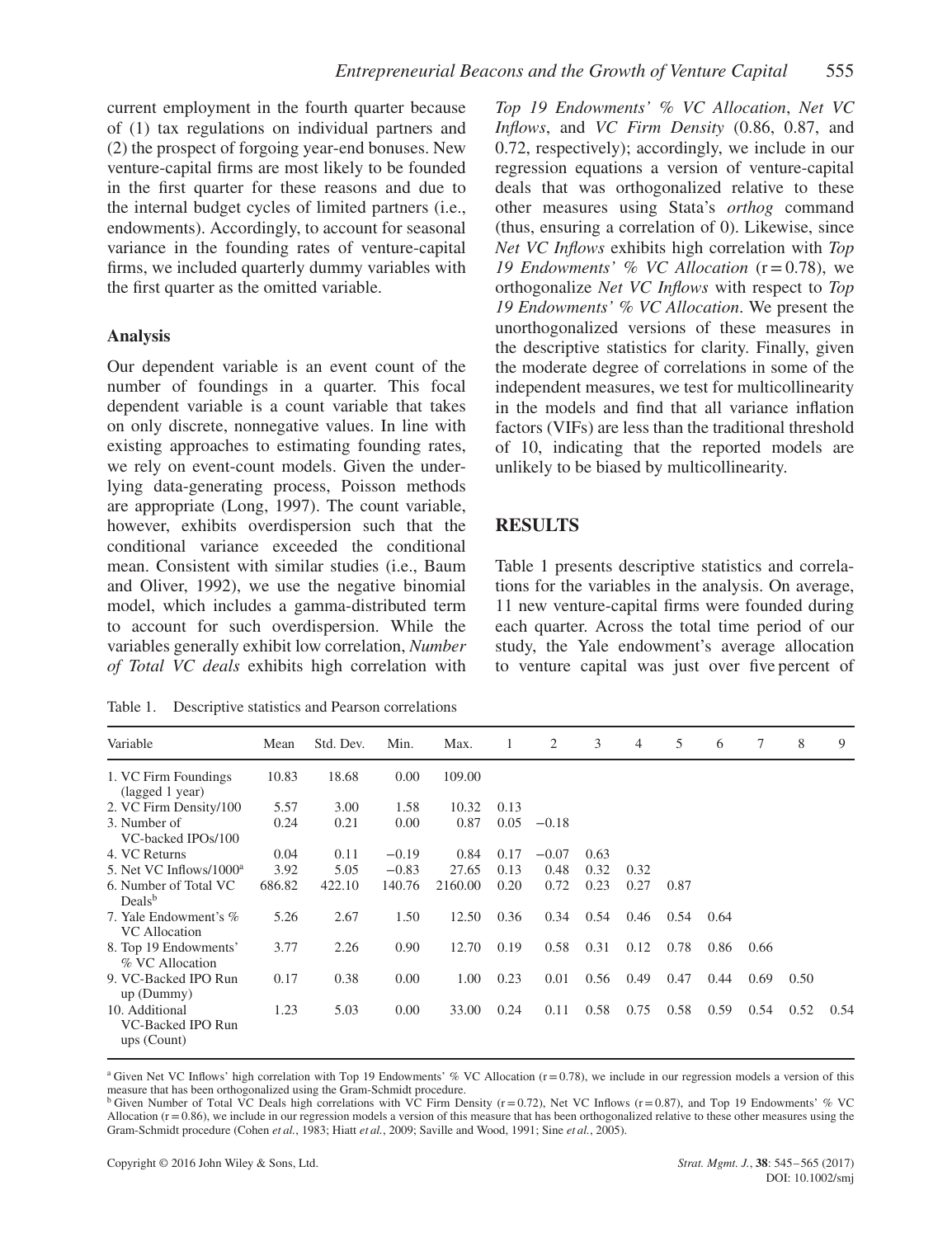current employment in the fourth quarter because of (1) tax regulations on individual partners and (2) the prospect of forgoing year-end bonuses. New venture-capital firms are most likely to be founded in the first quarter for these reasons and due to the internal budget cycles of limited partners (i.e., endowments). Accordingly, to account for seasonal variance in the founding rates of venture-capital firms, we included quarterly dummy variables with the first quarter as the omitted variable.

### Analysis

Our dependent variable is an event count of the number of foundings in a quarter. This focal dependent variable is a count variable that takes on only discrete, nonnegative values. In line with existing approaches to estimating founding rates, we rely on event-count models. Given the underlying data-generating process, Poisson methods are appropriate (Long, 1997). The count variable, however, exhibits overdispersion such that the conditional variance exceeded the conditional mean. Consistent with similar studies (i.e., Baum and Oliver, 1992), we use the negative binomial model, which includes a gamma-distributed term to account for such overdispersion. While the variables generally exhibit low correlation, *Number of Total VC deals* exhibits high correlation with *Top 19 Endowments' % VC Allocation*, *Net VC Inflows*, and *VC Firm Density* (0.86, 0.87, and 0.72, respectively); accordingly, we include in our regression equations a version of venture-capital deals that was orthogonalized relative to these other measures using Stata's *orthog* command (thus, ensuring a correlation of 0). Likewise, since *Net VC Inflows* exhibits high correlation with *Top 19 Endowments' % VC Allocation* (r = 0.78), we orthogonalize *Net VC Inflows* with respect to *Top 19 Endowments' % VC Allocation*. We present the unorthogonalized versions of these measures in the descriptive statistics for clarity. Finally, given the moderate degree of correlations in some of the independent measures, we test for multicollinearity in the models and find that all variance inflation factors (VIFs) are less than the traditional threshold of 10, indicating that the reported models are unlikely to be biased by multicollinearity.

## RESULTS

Table 1 presents descriptive statistics and correlations for the variables in the analysis. On average, 11 new venture-capital firms were founded during each quarter. Across the total time period of our study, the Yale endowment's average allocation to venture capital was just over five percent of

Table 1. Descriptive statistics and Pearson correlations

| Variable | Mean | Std. Dev. | Min. | Max. | 1 | 2 | 3 | 4 | 5 | 6 | 7 | 8 | 9 |
|---|---|---|---|---|---|---|---|---|---|---|---|---|---|
| 1. VC Firm Foundings (lagged 1 year) | 10.83 | 18.68 | 0.00 | 109.00 | | | | | | | | | |
| 2. VC Firm Density/100 | 5.57 | 3.00 | 1.58 | 10.32 | 0.13 | | | | | | | | |
| 3. Number of VC-backed IPOs/100 | 0.24 | 0.21 | 0.00 | 0.87 | 0.05 | −0.18 | | | | | | | |
| 4. VC Returns | 0.04 | 0.11 | −0.19 | 0.84 | 0.17 | −0.07 | 0.63 | | | | | | |
| 5. Net VC Inflows/1000[a] | 3.92 | 5.05 | −0.83 | 27.65 | 0.13 | 0.48 | 0.32 | 0.32 | | | | | |
| 6. Number of Total VC Deals[b] | 686.82 | 422.10 | 140.76 | 2160.00 | 0.20 | 0.72 | 0.23 | 0.27 | 0.87 | | | | |
| 7. Yale Endowment's % VC Allocation | 5.26 | 2.67 | 1.50 | 12.50 | 0.36 | 0.34 | 0.54 | 0.46 | 0.54 | 0.64 | | | |
| 8. Top 19 Endowments' % VC Allocation | 3.77 | 2.26 | 0.90 | 12.70 | 0.19 | 0.58 | 0.31 | 0.12 | 0.78 | 0.86 | 0.66 | | |
| 9. VC-Backed IPO Run up (Dummy) | 0.17 | 0.38 | 0.00 | 1.00 | 0.23 | 0.01 | 0.56 | 0.49 | 0.47 | 0.44 | 0.69 | 0.50 | |
| 10. Additional VC-Backed IPO Run ups (Count) | 1.23 | 5.03 | 0.00 | 33.00 | 0.24 | 0.11 | 0.58 | 0.75 | 0.58 | 0.59 | 0.54 | 0.52 | 0.54 |

[a] Given Net VC Inflows' high correlation with Top 19 Endowments' % VC Allocation (r = 0.78), we include in our regression models a version of this measure that has been orthogonalized using the Gram-Schmidt procedure.
[b] Given Number of Total VC Deals high correlations with VC Firm Density (r = 0.72), Net VC Inflows (r = 0.87), and Top 19 Endowments' % VC Allocation (r = 0.86), we include in our regression models a version of this measure that has been orthogonalized relative to these other measures using the Gram-Schmidt procedure (Cohen *et al.*, 1983; Hiatt *et al.*, 2009; Saville and Wood, 1991; Sine *et al.*, 2005).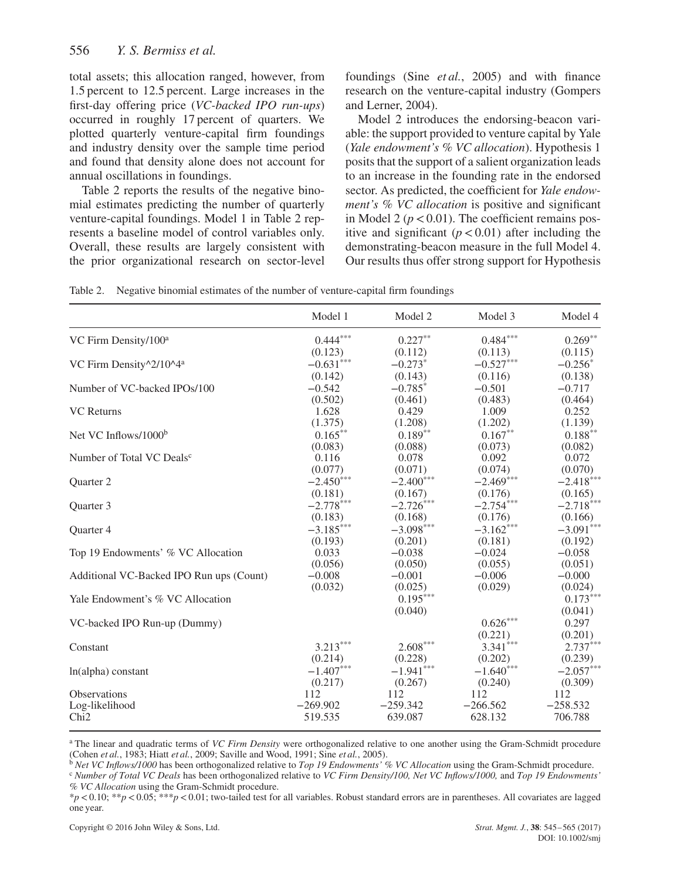total assets; this allocation ranged, however, from 1.5 percent to 12.5 percent. Large increases in the first-day offering price (*VC-backed IPO run-ups*) occurred in roughly 17 percent of quarters. We plotted quarterly venture-capital firm foundings and industry density over the sample time period and found that density alone does not account for annual oscillations in foundings.

Table 2 reports the results of the negative binomial estimates predicting the number of quarterly venture-capital foundings. Model 1 in Table 2 represents a baseline model of control variables only. Overall, these results are largely consistent with the prior organizational research on sector-level foundings (Sine *et al.*, 2005) and with finance research on the venture-capital industry (Gompers and Lerner, 2004).

Model 2 introduces the endorsing-beacon variable: the support provided to venture capital by Yale (*Yale endowment's % VC allocation*). Hypothesis 1 posits that the support of a salient organization leads to an increase in the founding rate in the endorsed sector. As predicted, the coefficient for *Yale endowment's % VC allocation* is positive and significant in Model 2 ($p < 0.01$). The coefficient remains positive and significant ($p < 0.01$) after including the demonstrating-beacon measure in the full Model 4. Our results thus offer strong support for Hypothesis

Table 2. Negative binomial estimates of the number of venture-capital firm foundings

| | Model 1 | Model 2 | Model 3 | Model 4 |
|---|---|---|---|---|
| VC Firm Density/100[a] | 0.444*** | 0.227** | 0.484*** | 0.269** |
| | (0.123) | (0.112) | (0.113) | (0.115) |
| VC Firm Density^2/10^4[a] | −0.631*** | −0.273* | −0.527*** | −0.256* |
| | (0.142) | (0.143) | (0.116) | (0.138) |
| Number of VC-backed IPOs/100 | −0.542 | −0.785* | −0.501 | −0.717 |
| | (0.502) | (0.461) | (0.483) | (0.464) |
| VC Returns | 1.628 | 0.429 | 1.009 | 0.252 |
| | (1.375) | (1.208) | (1.202) | (1.139) |
| Net VC Inflows/1000[b] | 0.165** | 0.189** | 0.167** | 0.188** |
| | (0.083) | (0.088) | (0.073) | (0.082) |
| Number of Total VC Deals[c] | 0.116 | 0.078 | 0.092 | 0.072 |
| | (0.077) | (0.071) | (0.074) | (0.070) |
| Quarter 2 | −2.450*** | −2.400*** | −2.469*** | −2.418*** |
| | (0.181) | (0.167) | (0.176) | (0.165) |
| Quarter 3 | −2.778*** | −2.726*** | −2.754*** | −2.718*** |
| | (0.183) | (0.168) | (0.176) | (0.166) |
| Quarter 4 | −3.185*** | −3.098*** | −3.162*** | −3.091*** |
| | (0.193) | (0.201) | (0.181) | (0.192) |
| Top 19 Endowments' % VC Allocation | 0.033 | −0.038 | −0.024 | −0.058 |
| | (0.056) | (0.050) | (0.055) | (0.051) |
| Additional VC-Backed IPO Run ups (Count) | −0.008 | −0.001 | −0.006 | −0.000 |
| | (0.032) | (0.025) | (0.029) | (0.024) |
| Yale Endowment's % VC Allocation | | 0.195*** | | 0.173*** |
| | | (0.040) | | (0.041) |
| VC-backed IPO Run-up (Dummy) | | | 0.626*** | 0.297 |
| | | | (0.221) | (0.201) |
| Constant | 3.213*** | 2.608*** | 3.341*** | 2.737*** |
| | (0.214) | (0.228) | (0.202) | (0.239) |
| ln(alpha) constant | −1.407*** | −1.941*** | −1.640*** | −2.057*** |
| | (0.217) | (0.267) | (0.240) | (0.309) |
| Observations | 112 | 112 | 112 | 112 |
| Log-likelihood | −269.902 | −259.342 | −266.562 | −258.532 |
| Chi2 | 519.535 | 639.087 | 628.132 | 706.788 |

[a] The linear and quadratic terms of *VC Firm Density* were orthogonalized relative to one another using the Gram-Schmidt procedure (Cohen *et al.*, 1983; Hiatt *et al.*, 2009; Saville and Wood, 1991; Sine *et al.*, 2005).
[b] *Net VC Inflows/1000* has been orthogonalized relative to *Top 19 Endowments' % VC Allocation* using the Gram-Schmidt procedure.
[c] *Number of Total VC Deals* has been orthogonalized relative to *VC Firm Density/100, Net VC Inflows/1000,* and *Top 19 Endowments' % VC Allocation* using the Gram-Schmidt procedure.
*$p < 0.10$; **$p < 0.05$; ***$p < 0.01$; two-tailed test for all variables. Robust standard errors are in parentheses. All covariates are lagged one year.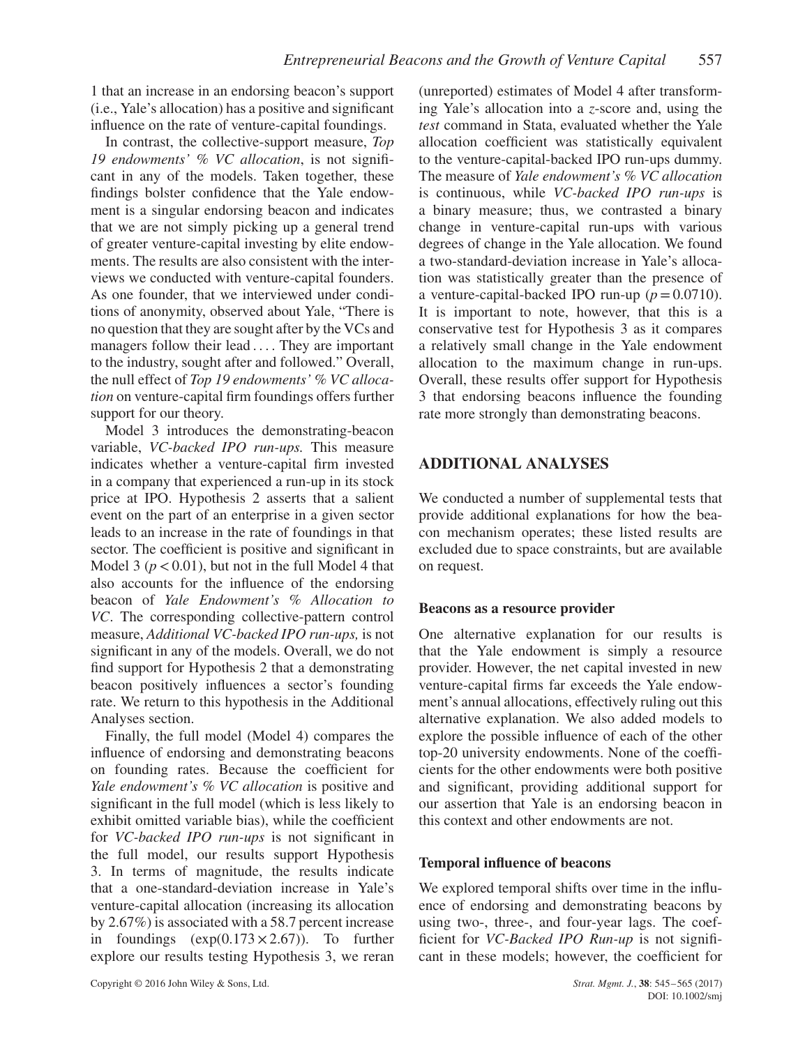1 that an increase in an endorsing beacon's support (i.e., Yale's allocation) has a positive and significant influence on the rate of venture-capital foundings.

In contrast, the collective-support measure, *Top 19 endowments' % VC allocation*, is not significant in any of the models. Taken together, these findings bolster confidence that the Yale endowment is a singular endorsing beacon and indicates that we are not simply picking up a general trend of greater venture-capital investing by elite endowments. The results are also consistent with the interviews we conducted with venture-capital founders. As one founder, that we interviewed under conditions of anonymity, observed about Yale, "There is no question that they are sought after by the VCs and managers follow their lead . . . . They are important to the industry, sought after and followed." Overall, the null effect of *Top 19 endowments' % VC allocation* on venture-capital firm foundings offers further support for our theory.

Model 3 introduces the demonstrating-beacon variable, *VC-backed IPO run-ups.* This measure indicates whether a venture-capital firm invested in a company that experienced a run-up in its stock price at IPO. Hypothesis 2 asserts that a salient event on the part of an enterprise in a given sector leads to an increase in the rate of foundings in that sector. The coefficient is positive and significant in Model 3 ($p < 0.01$), but not in the full Model 4 that also accounts for the influence of the endorsing beacon of *Yale Endowment's % Allocation to VC*. The corresponding collective-pattern control measure, *Additional VC-backed IPO run-ups,* is not significant in any of the models. Overall, we do not find support for Hypothesis 2 that a demonstrating beacon positively influences a sector's founding rate. We return to this hypothesis in the Additional Analyses section.

Finally, the full model (Model 4) compares the influence of endorsing and demonstrating beacons on founding rates. Because the coefficient for *Yale endowment's % VC allocation* is positive and significant in the full model (which is less likely to exhibit omitted variable bias), while the coefficient for *VC-backed IPO run-ups* is not significant in the full model, our results support Hypothesis 3. In terms of magnitude, the results indicate that a one-standard-deviation increase in Yale's venture-capital allocation (increasing its allocation by 2.67%) is associated with a 58.7 percent increase in foundings ($\exp(0.173 \times 2.67)$). To further explore our results testing Hypothesis 3, we reran (unreported) estimates of Model 4 after transforming Yale's allocation into a *z*-score and, using the *test* command in Stata, evaluated whether the Yale allocation coefficient was statistically equivalent to the venture-capital-backed IPO run-ups dummy. The measure of *Yale endowment's % VC allocation* is continuous, while *VC-backed IPO run-ups* is a binary measure; thus, we contrasted a binary change in venture-capital run-ups with various degrees of change in the Yale allocation. We found a two-standard-deviation increase in Yale's allocation was statistically greater than the presence of a venture-capital-backed IPO run-up ($p = 0.0710$). It is important to note, however, that this is a conservative test for Hypothesis 3 as it compares a relatively small change in the Yale endowment allocation to the maximum change in run-ups. Overall, these results offer support for Hypothesis 3 that endorsing beacons influence the founding rate more strongly than demonstrating beacons.

## ADDITIONAL ANALYSES

We conducted a number of supplemental tests that provide additional explanations for how the beacon mechanism operates; these listed results are excluded due to space constraints, but are available on request.

### Beacons as a resource provider

One alternative explanation for our results is that the Yale endowment is simply a resource provider. However, the net capital invested in new venture-capital firms far exceeds the Yale endowment's annual allocations, effectively ruling out this alternative explanation. We also added models to explore the possible influence of each of the other top-20 university endowments. None of the coefficients for the other endowments were both positive and significant, providing additional support for our assertion that Yale is an endorsing beacon in this context and other endowments are not.

### Temporal influence of beacons

We explored temporal shifts over time in the influence of endorsing and demonstrating beacons by using two-, three-, and four-year lags. The coefficient for *VC-Backed IPO Run-up* is not significant in these models; however, the coefficient for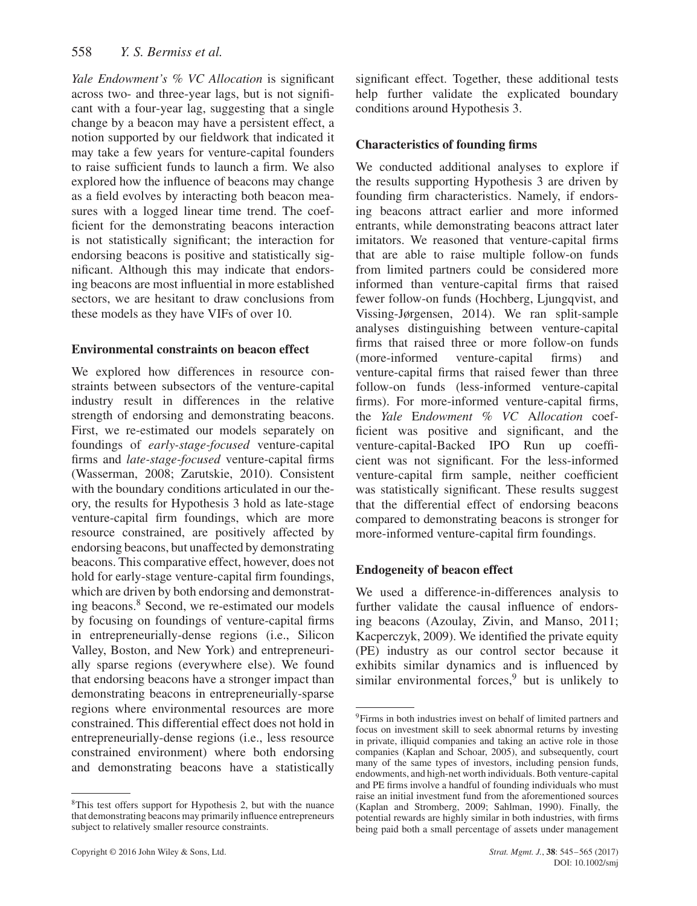*Yale Endowment's % VC Allocation* is significant across two- and three-year lags, but is not significant with a four-year lag, suggesting that a single change by a beacon may have a persistent effect, a notion supported by our fieldwork that indicated it may take a few years for venture-capital founders to raise sufficient funds to launch a firm. We also explored how the influence of beacons may change as a field evolves by interacting both beacon measures with a logged linear time trend. The coefficient for the demonstrating beacons interaction is not statistically significant; the interaction for endorsing beacons is positive and statistically significant. Although this may indicate that endorsing beacons are most influential in more established sectors, we are hesitant to draw conclusions from these models as they have VIFs of over 10.

**Environmental constraints on beacon effect**

We explored how differences in resource constraints between subsectors of the venture-capital industry result in differences in the relative strength of endorsing and demonstrating beacons. First, we re-estimated our models separately on foundings of *early-stage-focused* venture-capital firms and *late-stage-focused* venture-capital firms (Wasserman, 2008; Zarutskie, 2010). Consistent with the boundary conditions articulated in our theory, the results for Hypothesis 3 hold as late-stage venture-capital firm foundings, which are more resource constrained, are positively affected by endorsing beacons, but unaffected by demonstrating beacons. This comparative effect, however, does not hold for early-stage venture-capital firm foundings, which are driven by both endorsing and demonstrating beacons.[8] Second, we re-estimated our models by focusing on foundings of venture-capital firms in entrepreneurially-dense regions (i.e., Silicon Valley, Boston, and New York) and entrepreneurially sparse regions (everywhere else). We found that endorsing beacons have a stronger impact than demonstrating beacons in entrepreneurially-sparse regions where environmental resources are more constrained. This differential effect does not hold in entrepreneurially-dense regions (i.e., less resource constrained environment) where both endorsing and demonstrating beacons have a statistically significant effect. Together, these additional tests help further validate the explicated boundary conditions around Hypothesis 3.

**Characteristics of founding firms**

We conducted additional analyses to explore if the results supporting Hypothesis 3 are driven by founding firm characteristics. Namely, if endorsing beacons attract earlier and more informed entrants, while demonstrating beacons attract later imitators. We reasoned that venture-capital firms that are able to raise multiple follow-on funds from limited partners could be considered more informed than venture-capital firms that raised fewer follow-on funds (Hochberg, Ljungqvist, and Vissing-Jørgensen, 2014). We ran split-sample analyses distinguishing between venture-capital firms that raised three or more follow-on funds (more-informed venture-capital firms) and venture-capital firms that raised fewer than three follow-on funds (less-informed venture-capital firms). For more-informed venture-capital firms, the *Yale* E*ndowment % VC* A*llocation* coefficient was positive and significant, and the venture-capital-Backed IPO Run up coefficient was not significant. For the less-informed venture-capital firm sample, neither coefficient was statistically significant. These results suggest that the differential effect of endorsing beacons compared to demonstrating beacons is stronger for more-informed venture-capital firm foundings.

**Endogeneity of beacon effect**

We used a difference-in-differences analysis to further validate the causal influence of endorsing beacons (Azoulay, Zivin, and Manso, 2011; Kacperczyk, 2009). We identified the private equity (PE) industry as our control sector because it exhibits similar dynamics and is influenced by similar environmental forces,[9] but is unlikely to

[8]This test offers support for Hypothesis 2, but with the nuance that demonstrating beacons may primarily influence entrepreneurs subject to relatively smaller resource constraints.

[9]Firms in both industries invest on behalf of limited partners and focus on investment skill to seek abnormal returns by investing in private, illiquid companies and taking an active role in those companies (Kaplan and Schoar, 2005), and subsequently, court many of the same types of investors, including pension funds, endowments, and high-net worth individuals. Both venture-capital and PE firms involve a handful of founding individuals who must raise an initial investment fund from the aforementioned sources (Kaplan and Stromberg, 2009; Sahlman, 1990). Finally, the potential rewards are highly similar in both industries, with firms being paid both a small percentage of assets under management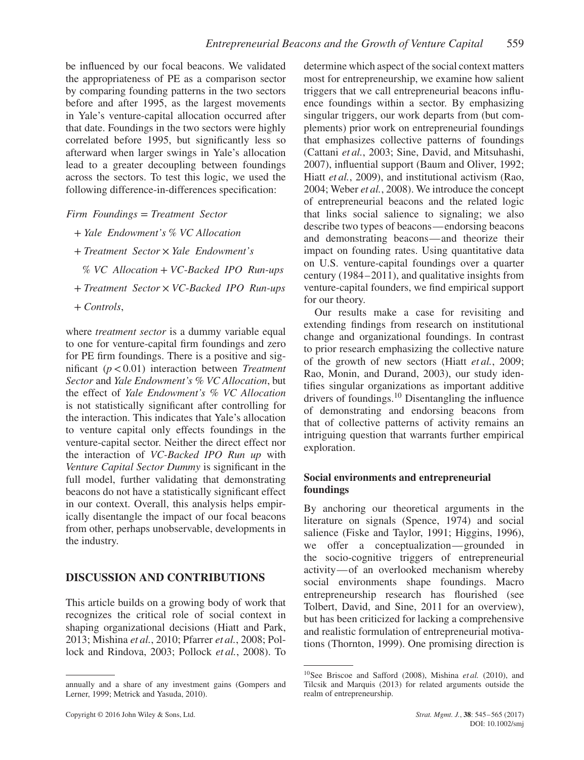be influenced by our focal beacons. We validated the appropriateness of PE as a comparison sector by comparing founding patterns in the two sectors before and after 1995, as the largest movements in Yale's venture-capital allocation occurred after that date. Foundings in the two sectors were highly correlated before 1995, but significantly less so afterward when larger swings in Yale's allocation lead to a greater decoupling between foundings across the sectors. To test this logic, we used the following difference-in-differences specification:

*Firm Foundings = Treatment Sector*

*+ Yale Endowment's % VC Allocation*

*+ Treatment Sector × Yale Endowment's*

*% VC Allocation + VC-Backed IPO Run-ups*

*+ Treatment Sector × VC-Backed IPO Run-ups*

*+ Controls*,

where *treatment sector* is a dummy variable equal to one for venture-capital firm foundings and zero for PE firm foundings. There is a positive and significant ($p < 0.01$) interaction between *Treatment Sector* and *Yale Endowment's % VC Allocation*, but the effect of *Yale Endowment's % VC Allocation* is not statistically significant after controlling for the interaction. This indicates that Yale's allocation to venture capital only effects foundings in the venture-capital sector. Neither the direct effect nor the interaction of *VC-Backed IPO Run up* with *Venture Capital Sector Dummy* is significant in the full model, further validating that demonstrating beacons do not have a statistically significant effect in our context. Overall, this analysis helps empirically disentangle the impact of our focal beacons from other, perhaps unobservable, developments in the industry.

## DISCUSSION AND CONTRIBUTIONS

This article builds on a growing body of work that recognizes the critical role of social context in shaping organizational decisions (Hiatt and Park, 2013; Mishina *et al.*, 2010; Pfarrer *et al.*, 2008; Pollock and Rindova, 2003; Pollock *et al.*, 2008). To determine which aspect of the social context matters most for entrepreneurship, we examine how salient triggers that we call entrepreneurial beacons influence foundings within a sector. By emphasizing singular triggers, our work departs from (but complements) prior work on entrepreneurial foundings that emphasizes collective patterns of foundings (Cattani *et al.*, 2003; Sine, David, and Mitsuhashi, 2007), influential support (Baum and Oliver, 1992; Hiatt *et al.*, 2009), and institutional activism (Rao, 2004; Weber *et al.*, 2008). We introduce the concept of entrepreneurial beacons and the related logic that links social salience to signaling; we also describe two types of beacons—endorsing beacons and demonstrating beacons—and theorize their impact on founding rates. Using quantitative data on U.S. venture-capital foundings over a quarter century (1984–2011), and qualitative insights from venture-capital founders, we find empirical support for our theory.

Our results make a case for revisiting and extending findings from research on institutional change and organizational foundings. In contrast to prior research emphasizing the collective nature of the growth of new sectors (Hiatt *et al.*, 2009; Rao, Monin, and Durand, 2003), our study identifies singular organizations as important additive drivers of foundings.[10] Disentangling the influence of demonstrating and endorsing beacons from that of collective patterns of activity remains an intriguing question that warrants further empirical exploration.

### Social environments and entrepreneurial foundings

By anchoring our theoretical arguments in the literature on signals (Spence, 1974) and social salience (Fiske and Taylor, 1991; Higgins, 1996), we offer a conceptualization—grounded in the socio-cognitive triggers of entrepreneurial activity—of an overlooked mechanism whereby social environments shape foundings. Macro entrepreneurship research has flourished (see Tolbert, David, and Sine, 2011 for an overview), but has been criticized for lacking a comprehensive and realistic formulation of entrepreneurial motivations (Thornton, 1999). One promising direction is

annually and a share of any investment gains (Gompers and Lerner, 1999; Metrick and Yasuda, 2010).

[10] See Briscoe and Safford (2008), Mishina *et al.* (2010), and Tilcsik and Marquis (2013) for related arguments outside the realm of entrepreneurship.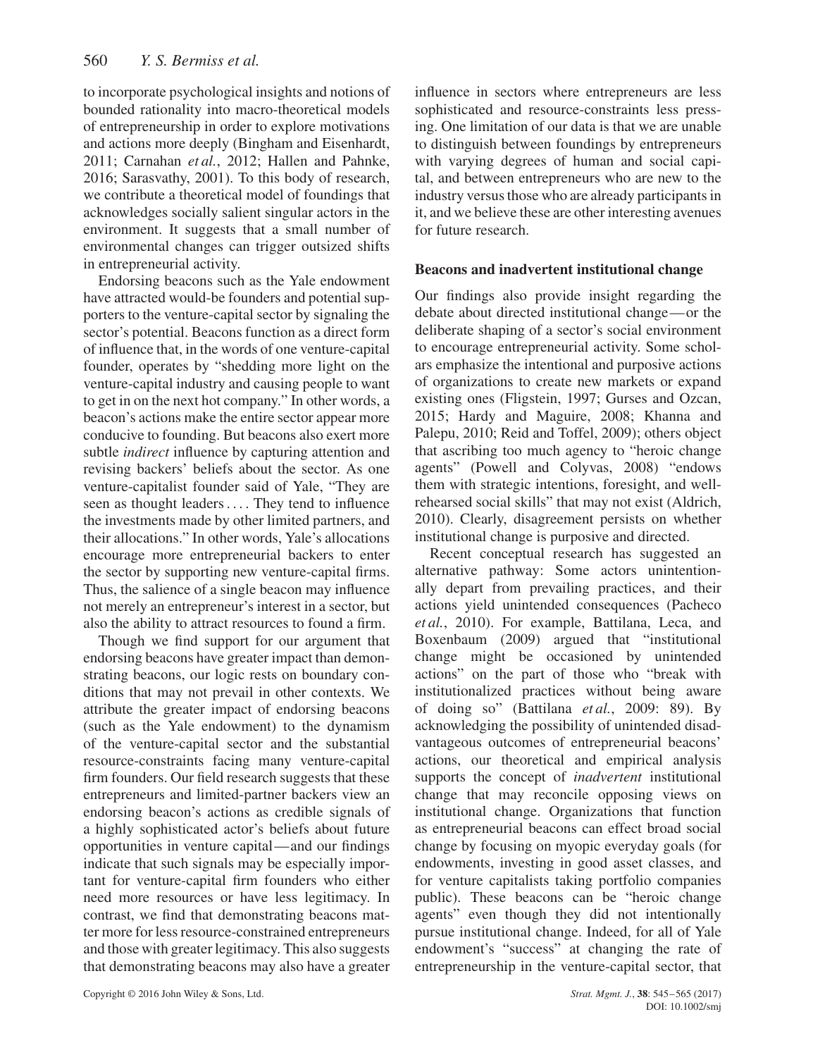to incorporate psychological insights and notions of bounded rationality into macro-theoretical models of entrepreneurship in order to explore motivations and actions more deeply (Bingham and Eisenhardt, 2011; Carnahan *et al.*, 2012; Hallen and Pahnke, 2016; Sarasvathy, 2001). To this body of research, we contribute a theoretical model of foundings that acknowledges socially salient singular actors in the environment. It suggests that a small number of environmental changes can trigger outsized shifts in entrepreneurial activity.

Endorsing beacons such as the Yale endowment have attracted would-be founders and potential supporters to the venture-capital sector by signaling the sector's potential. Beacons function as a direct form of influence that, in the words of one venture-capital founder, operates by "shedding more light on the venture-capital industry and causing people to want to get in on the next hot company." In other words, a beacon's actions make the entire sector appear more conducive to founding. But beacons also exert more subtle *indirect* influence by capturing attention and revising backers' beliefs about the sector. As one venture-capitalist founder said of Yale, "They are seen as thought leaders . . . . They tend to influence the investments made by other limited partners, and their allocations." In other words, Yale's allocations encourage more entrepreneurial backers to enter the sector by supporting new venture-capital firms. Thus, the salience of a single beacon may influence not merely an entrepreneur's interest in a sector, but also the ability to attract resources to found a firm.

Though we find support for our argument that endorsing beacons have greater impact than demonstrating beacons, our logic rests on boundary conditions that may not prevail in other contexts. We attribute the greater impact of endorsing beacons (such as the Yale endowment) to the dynamism of the venture-capital sector and the substantial resource-constraints facing many venture-capital firm founders. Our field research suggests that these entrepreneurs and limited-partner backers view an endorsing beacon's actions as credible signals of a highly sophisticated actor's beliefs about future opportunities in venture capital—and our findings indicate that such signals may be especially important for venture-capital firm founders who either need more resources or have less legitimacy. In contrast, we find that demonstrating beacons matter more for less resource-constrained entrepreneurs and those with greater legitimacy. This also suggests that demonstrating beacons may also have a greater influence in sectors where entrepreneurs are less sophisticated and resource-constraints less pressing. One limitation of our data is that we are unable to distinguish between foundings by entrepreneurs with varying degrees of human and social capital, and between entrepreneurs who are new to the industry versus those who are already participants in it, and we believe these are other interesting avenues for future research.

### Beacons and inadvertent institutional change

Our findings also provide insight regarding the debate about directed institutional change—or the deliberate shaping of a sector's social environment to encourage entrepreneurial activity. Some scholars emphasize the intentional and purposive actions of organizations to create new markets or expand existing ones (Fligstein, 1997; Gurses and Ozcan, 2015; Hardy and Maguire, 2008; Khanna and Palepu, 2010; Reid and Toffel, 2009); others object that ascribing too much agency to "heroic change agents" (Powell and Colyvas, 2008) "endows them with strategic intentions, foresight, and well-rehearsed social skills" that may not exist (Aldrich, 2010). Clearly, disagreement persists on whether institutional change is purposive and directed.

Recent conceptual research has suggested an alternative pathway: Some actors unintentionally depart from prevailing practices, and their actions yield unintended consequences (Pacheco *et al.*, 2010). For example, Battilana, Leca, and Boxenbaum (2009) argued that "institutional change might be occasioned by unintended actions" on the part of those who "break with institutionalized practices without being aware of doing so" (Battilana *et al.*, 2009: 89). By acknowledging the possibility of unintended disadvantageous outcomes of entrepreneurial beacons' actions, our theoretical and empirical analysis supports the concept of *inadvertent* institutional change that may reconcile opposing views on institutional change. Organizations that function as entrepreneurial beacons can effect broad social change by focusing on myopic everyday goals (for endowments, investing in good asset classes, and for venture capitalists taking portfolio companies public). These beacons can be "heroic change agents" even though they did not intentionally pursue institutional change. Indeed, for all of Yale endowment's "success" at changing the rate of entrepreneurship in the venture-capital sector, that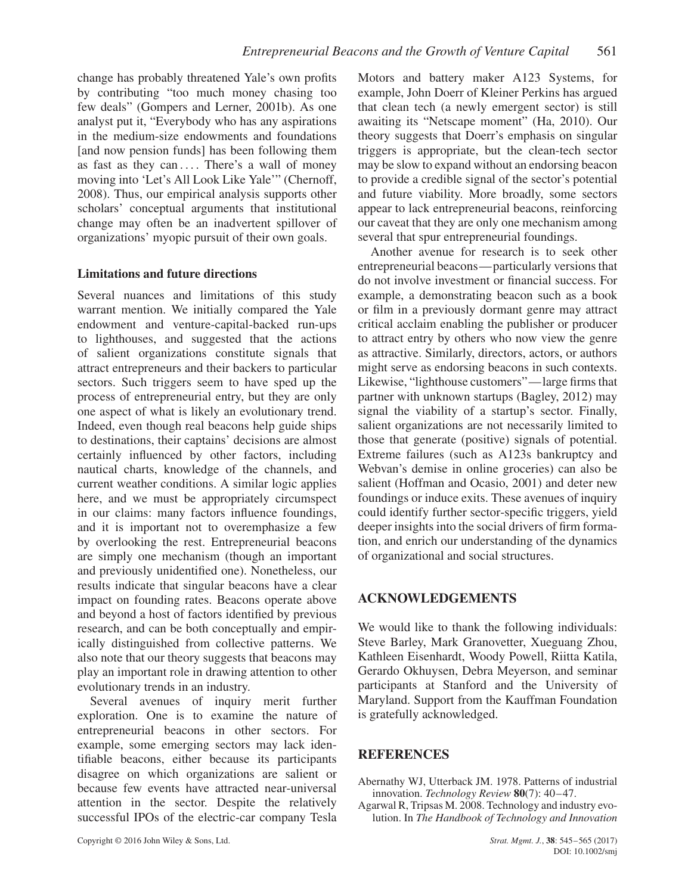change has probably threatened Yale's own profits by contributing "too much money chasing too few deals" (Gompers and Lerner, 2001b). As one analyst put it, "Everybody who has any aspirations in the medium-size endowments and foundations [and now pension funds] has been following them as fast as they can .... There's a wall of money moving into 'Let's All Look Like Yale'" (Chernoff, 2008). Thus, our empirical analysis supports other scholars' conceptual arguments that institutional change may often be an inadvertent spillover of organizations' myopic pursuit of their own goals.

### Limitations and future directions

Several nuances and limitations of this study warrant mention. We initially compared the Yale endowment and venture-capital-backed run-ups to lighthouses, and suggested that the actions of salient organizations constitute signals that attract entrepreneurs and their backers to particular sectors. Such triggers seem to have sped up the process of entrepreneurial entry, but they are only one aspect of what is likely an evolutionary trend. Indeed, even though real beacons help guide ships to destinations, their captains' decisions are almost certainly influenced by other factors, including nautical charts, knowledge of the channels, and current weather conditions. A similar logic applies here, and we must be appropriately circumspect in our claims: many factors influence foundings, and it is important not to overemphasize a few by overlooking the rest. Entrepreneurial beacons are simply one mechanism (though an important and previously unidentified one). Nonetheless, our results indicate that singular beacons have a clear impact on founding rates. Beacons operate above and beyond a host of factors identified by previous research, and can be both conceptually and empirically distinguished from collective patterns. We also note that our theory suggests that beacons may play an important role in drawing attention to other evolutionary trends in an industry.

Several avenues of inquiry merit further exploration. One is to examine the nature of entrepreneurial beacons in other sectors. For example, some emerging sectors may lack identifiable beacons, either because its participants disagree on which organizations are salient or because few events have attracted near-universal attention in the sector. Despite the relatively successful IPOs of the electric-car company Tesla Motors and battery maker A123 Systems, for example, John Doerr of Kleiner Perkins has argued that clean tech (a newly emergent sector) is still awaiting its "Netscape moment" (Ha, 2010). Our theory suggests that Doerr's emphasis on singular triggers is appropriate, but the clean-tech sector may be slow to expand without an endorsing beacon to provide a credible signal of the sector's potential and future viability. More broadly, some sectors appear to lack entrepreneurial beacons, reinforcing our caveat that they are only one mechanism among several that spur entrepreneurial foundings.

Another avenue for research is to seek other entrepreneurial beacons—particularly versions that do not involve investment or financial success. For example, a demonstrating beacon such as a book or film in a previously dormant genre may attract critical acclaim enabling the publisher or producer to attract entry by others who now view the genre as attractive. Similarly, directors, actors, or authors might serve as endorsing beacons in such contexts. Likewise, "lighthouse customers"—large firms that partner with unknown startups (Bagley, 2012) may signal the viability of a startup's sector. Finally, salient organizations are not necessarily limited to those that generate (positive) signals of potential. Extreme failures (such as A123s bankruptcy and Webvan's demise in online groceries) can also be salient (Hoffman and Ocasio, 2001) and deter new foundings or induce exits. These avenues of inquiry could identify further sector-specific triggers, yield deeper insights into the social drivers of firm formation, and enrich our understanding of the dynamics of organizational and social structures.

## ACKNOWLEDGEMENTS

We would like to thank the following individuals: Steve Barley, Mark Granovetter, Xueguang Zhou, Kathleen Eisenhardt, Woody Powell, Riitta Katila, Gerardo Okhuysen, Debra Meyerson, and seminar participants at Stanford and the University of Maryland. Support from the Kauffman Foundation is gratefully acknowledged.

## REFERENCES

Abernathy WJ, Utterback JM. 1978. Patterns of industrial innovation. *Technology Review* **80**(7): 40–47.

Agarwal R, Tripsas M. 2008. Technology and industry evolution. In *The Handbook of Technology and Innovation*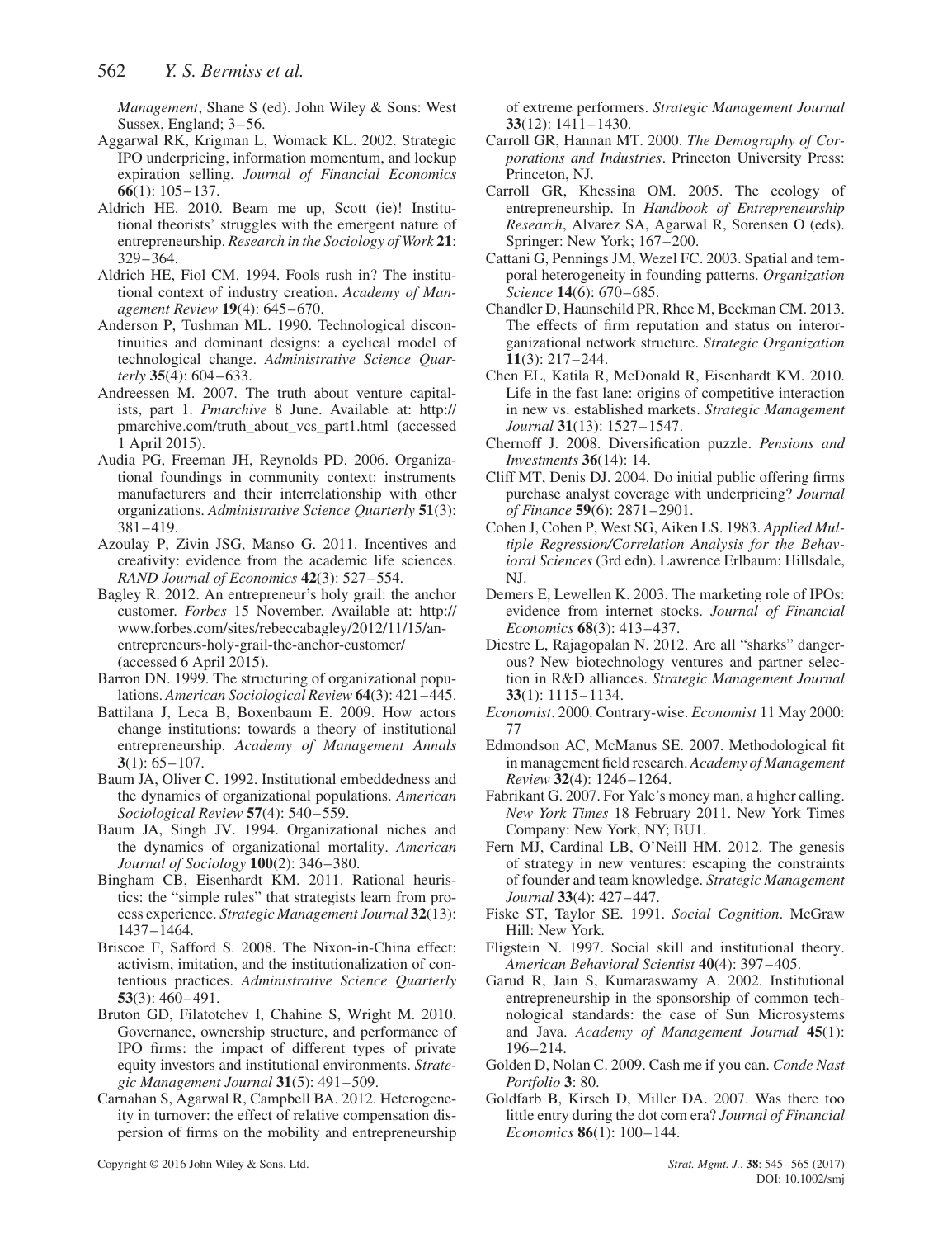*Management*, Shane S (ed). John Wiley & Sons: West Sussex, England; 3–56.

Aggarwal RK, Krigman L, Womack KL. 2002. Strategic IPO underpricing, information momentum, and lockup expiration selling. *Journal of Financial Economics* **66**(1): 105–137.

Aldrich HE. 2010. Beam me up, Scott (ie)! Institutional theorists' struggles with the emergent nature of entrepreneurship. *Research in the Sociology of Work* **21**: 329–364.

Aldrich HE, Fiol CM. 1994. Fools rush in? The institutional context of industry creation. *Academy of Management Review* **19**(4): 645–670.

Anderson P, Tushman ML. 1990. Technological discontinuities and dominant designs: a cyclical model of technological change. *Administrative Science Quarterly* **35**(4): 604–633.

Andreessen M. 2007. The truth about venture capitalists, part 1. *Pmarchive* 8 June. Available at: http://pmarchive.com/truth_about_vcs_part1.html (accessed 1 April 2015).

Audia PG, Freeman JH, Reynolds PD. 2006. Organizational foundings in community context: instruments manufacturers and their interrelationship with other organizations. *Administrative Science Quarterly* **51**(3): 381–419.

Azoulay P, Zivin JSG, Manso G. 2011. Incentives and creativity: evidence from the academic life sciences. *RAND Journal of Economics* **42**(3): 527–554.

Bagley R. 2012. An entrepreneur's holy grail: the anchor customer. *Forbes* 15 November. Available at: http://www.forbes.com/sites/rebeccabagley/2012/11/15/an-entrepreneurs-holy-grail-the-anchor-customer/ (accessed 6 April 2015).

Barron DN. 1999. The structuring of organizational populations. *American Sociological Review* **64**(3): 421–445.

Battilana J, Leca B, Boxenbaum E. 2009. How actors change institutions: towards a theory of institutional entrepreneurship. *Academy of Management Annals* **3**(1): 65–107.

Baum JA, Oliver C. 1992. Institutional embeddedness and the dynamics of organizational populations. *American Sociological Review* **57**(4): 540–559.

Baum JA, Singh JV. 1994. Organizational niches and the dynamics of organizational mortality. *American Journal of Sociology* **100**(2): 346–380.

Bingham CB, Eisenhardt KM. 2011. Rational heuristics: the "simple rules" that strategists learn from process experience. *Strategic Management Journal* **32**(13): 1437–1464.

Briscoe F, Safford S. 2008. The Nixon-in-China effect: activism, imitation, and the institutionalization of contentious practices. *Administrative Science Quarterly* **53**(3): 460–491.

Bruton GD, Filatotchev I, Chahine S, Wright M. 2010. Governance, ownership structure, and performance of IPO firms: the impact of different types of private equity investors and institutional environments. *Strategic Management Journal* **31**(5): 491–509.

Carnahan S, Agarwal R, Campbell BA. 2012. Heterogeneity in turnover: the effect of relative compensation dispersion of firms on the mobility and entrepreneurship of extreme performers. *Strategic Management Journal* **33**(12): 1411–1430.

Carroll GR, Hannan MT. 2000. *The Demography of Corporations and Industries*. Princeton University Press: Princeton, NJ.

Carroll GR, Khessina OM. 2005. The ecology of entrepreneurship. In *Handbook of Entrepreneurship Research*, Alvarez SA, Agarwal R, Sorensen O (eds). Springer: New York; 167–200.

Cattani G, Pennings JM, Wezel FC. 2003. Spatial and temporal heterogeneity in founding patterns. *Organization Science* **14**(6): 670–685.

Chandler D, Haunschild PR, Rhee M, Beckman CM. 2013. The effects of firm reputation and status on interorganizational network structure. *Strategic Organization* **11**(3): 217–244.

Chen EL, Katila R, McDonald R, Eisenhardt KM. 2010. Life in the fast lane: origins of competitive interaction in new vs. established markets. *Strategic Management Journal* **31**(13): 1527–1547.

Chernoff J. 2008. Diversification puzzle. *Pensions and Investments* **36**(14): 14.

Cliff MT, Denis DJ. 2004. Do initial public offering firms purchase analyst coverage with underpricing? *Journal of Finance* **59**(6): 2871–2901.

Cohen J, Cohen P, West SG, Aiken LS. 1983. *Applied Multiple Regression/Correlation Analysis for the Behavioral Sciences* (3rd edn). Lawrence Erlbaum: Hillsdale, NJ.

Demers E, Lewellen K. 2003. The marketing role of IPOs: evidence from internet stocks. *Journal of Financial Economics* **68**(3): 413–437.

Diestre L, Rajagopalan N. 2012. Are all "sharks" dangerous? New biotechnology ventures and partner selection in R&D alliances. *Strategic Management Journal* **33**(1): 1115–1134.

*Economist*. 2000. Contrary-wise. *Economist* 11 May 2000: 77

Edmondson AC, McManus SE. 2007. Methodological fit in management field research. *Academy of Management Review* **32**(4): 1246–1264.

Fabrikant G. 2007. For Yale's money man, a higher calling. *New York Times* 18 February 2011. New York Times Company: New York, NY; BU1.

Fern MJ, Cardinal LB, O'Neill HM. 2012. The genesis of strategy in new ventures: escaping the constraints of founder and team knowledge. *Strategic Management Journal* **33**(4): 427–447.

Fiske ST, Taylor SE. 1991. *Social Cognition*. McGraw Hill: New York.

Fligstein N. 1997. Social skill and institutional theory. *American Behavioral Scientist* **40**(4): 397–405.

Garud R, Jain S, Kumaraswamy A. 2002. Institutional entrepreneurship in the sponsorship of common technological standards: the case of Sun Microsystems and Java. *Academy of Management Journal* **45**(1): 196–214.

Golden D, Nolan C. 2009. Cash me if you can. *Conde Nast Portfolio* **3**: 80.

Goldfarb B, Kirsch D, Miller DA. 2007. Was there too little entry during the dot com era? *Journal of Financial Economics* **86**(1): 100–144.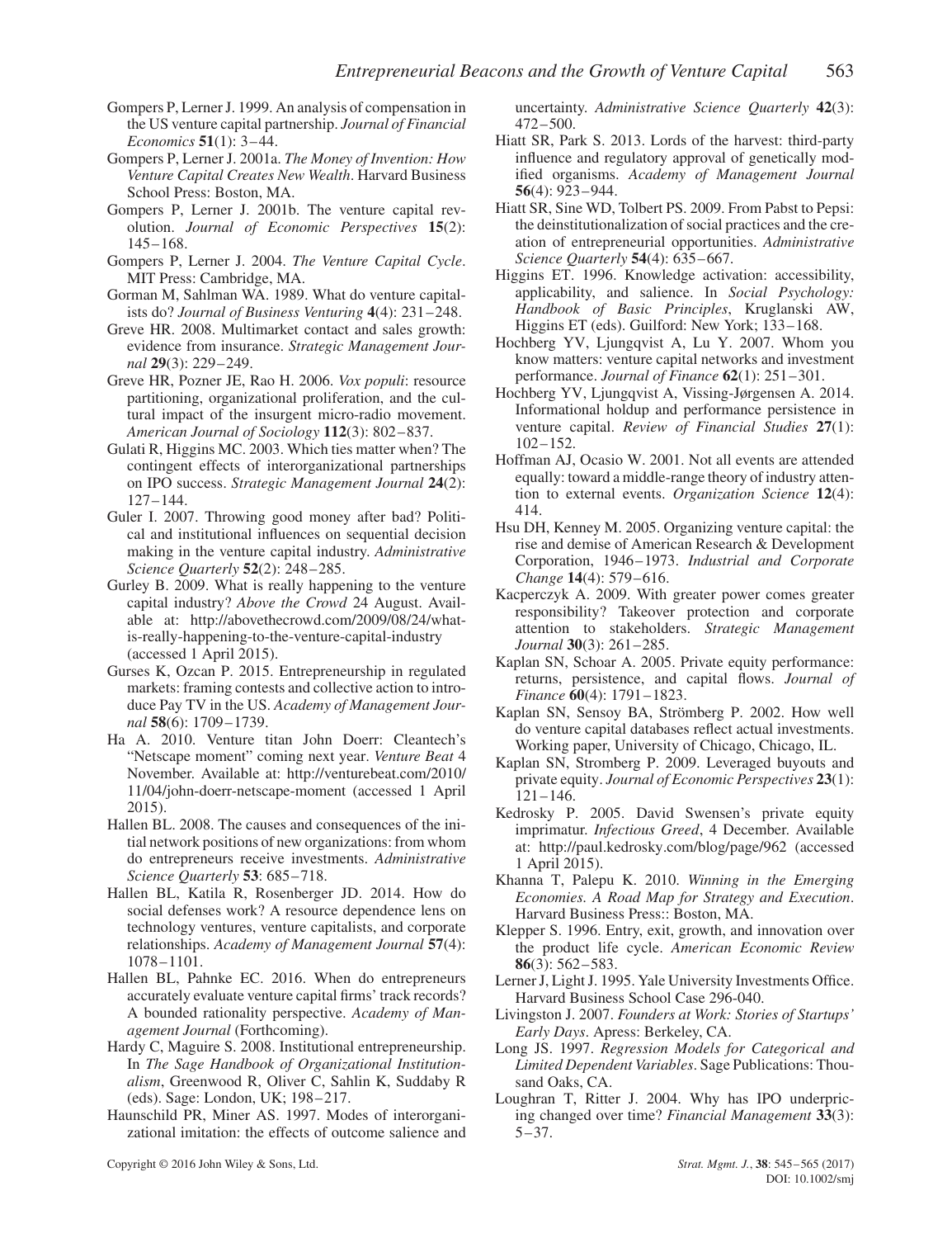Gompers P, Lerner J. 1999. An analysis of compensation in the US venture capital partnership. *Journal of Financial Economics* **51**(1): 3–44.

Gompers P, Lerner J. 2001a. *The Money of Invention: How Venture Capital Creates New Wealth*. Harvard Business School Press: Boston, MA.

Gompers P, Lerner J. 2001b. The venture capital revolution. *Journal of Economic Perspectives* **15**(2): 145–168.

Gompers P, Lerner J. 2004. *The Venture Capital Cycle*. MIT Press: Cambridge, MA.

Gorman M, Sahlman WA. 1989. What do venture capitalists do? *Journal of Business Venturing* **4**(4): 231–248.

Greve HR. 2008. Multimarket contact and sales growth: evidence from insurance. *Strategic Management Journal* **29**(3): 229–249.

Greve HR, Pozner JE, Rao H. 2006. *Vox populi*: resource partitioning, organizational proliferation, and the cultural impact of the insurgent micro-radio movement. *American Journal of Sociology* **112**(3): 802–837.

Gulati R, Higgins MC. 2003. Which ties matter when? The contingent effects of interorganizational partnerships on IPO success. *Strategic Management Journal* **24**(2): 127–144.

Guler I. 2007. Throwing good money after bad? Political and institutional influences on sequential decision making in the venture capital industry. *Administrative Science Quarterly* **52**(2): 248–285.

Gurley B. 2009. What is really happening to the venture capital industry? *Above the Crowd* 24 August. Available at: http://abovethecrowd.com/2009/08/24/what-is-really-happening-to-the-venture-capital-industry (accessed 1 April 2015).

Gurses K, Ozcan P. 2015. Entrepreneurship in regulated markets: framing contests and collective action to introduce Pay TV in the US. *Academy of Management Journal* **58**(6): 1709–1739.

Ha A. 2010. Venture titan John Doerr: Cleantech's "Netscape moment" coming next year. *Venture Beat* 4 November. Available at: http://venturebeat.com/2010/11/04/john-doerr-netscape-moment (accessed 1 April 2015).

Hallen BL. 2008. The causes and consequences of the initial network positions of new organizations: from whom do entrepreneurs receive investments. *Administrative Science Quarterly* **53**: 685–718.

Hallen BL, Katila R, Rosenberger JD. 2014. How do social defenses work? A resource dependence lens on technology ventures, venture capitalists, and corporate relationships. *Academy of Management Journal* **57**(4): 1078–1101.

Hallen BL, Pahnke EC. 2016. When do entrepreneurs accurately evaluate venture capital firms' track records? A bounded rationality perspective. *Academy of Management Journal* (Forthcoming).

Hardy C, Maguire S. 2008. Institutional entrepreneurship. In *The Sage Handbook of Organizational Institutionalism*, Greenwood R, Oliver C, Sahlin K, Suddaby R (eds). Sage: London, UK; 198–217.

Haunschild PR, Miner AS. 1997. Modes of interorganizational imitation: the effects of outcome salience and uncertainty. *Administrative Science Quarterly* **42**(3): 472–500.

Hiatt SR, Park S. 2013. Lords of the harvest: third-party influence and regulatory approval of genetically modified organisms. *Academy of Management Journal* **56**(4): 923–944.

Hiatt SR, Sine WD, Tolbert PS. 2009. From Pabst to Pepsi: the deinstitutionalization of social practices and the creation of entrepreneurial opportunities. *Administrative Science Quarterly* **54**(4): 635–667.

Higgins ET. 1996. Knowledge activation: accessibility, applicability, and salience. In *Social Psychology: Handbook of Basic Principles*, Kruglanski AW, Higgins ET (eds). Guilford: New York; 133–168.

Hochberg YV, Ljungqvist A, Lu Y. 2007. Whom you know matters: venture capital networks and investment performance. *Journal of Finance* **62**(1): 251–301.

Hochberg YV, Ljungqvist A, Vissing-Jørgensen A. 2014. Informational holdup and performance persistence in venture capital. *Review of Financial Studies* **27**(1): 102–152.

Hoffman AJ, Ocasio W. 2001. Not all events are attended equally: toward a middle-range theory of industry attention to external events. *Organization Science* **12**(4): 414.

Hsu DH, Kenney M. 2005. Organizing venture capital: the rise and demise of American Research & Development Corporation, 1946–1973. *Industrial and Corporate Change* **14**(4): 579–616.

Kacperczyk A. 2009. With greater power comes greater responsibility? Takeover protection and corporate attention to stakeholders. *Strategic Management Journal* **30**(3): 261–285.

Kaplan SN, Schoar A. 2005. Private equity performance: returns, persistence, and capital flows. *Journal of Finance* **60**(4): 1791–1823.

Kaplan SN, Sensoy BA, Strömberg P. 2002. How well do venture capital databases reflect actual investments. Working paper, University of Chicago, Chicago, IL.

Kaplan SN, Stromberg P. 2009. Leveraged buyouts and private equity. *Journal of Economic Perspectives* **23**(1): 121–146.

Kedrosky P. 2005. David Swensen's private equity imprimatur. *Infectious Greed*, 4 December. Available at: http://paul.kedrosky.com/blog/page/962 (accessed 1 April 2015).

Khanna T, Palepu K. 2010. *Winning in the Emerging Economies. A Road Map for Strategy and Execution*. Harvard Business Press:: Boston, MA.

Klepper S. 1996. Entry, exit, growth, and innovation over the product life cycle. *American Economic Review* **86**(3): 562–583.

Lerner J, Light J. 1995. Yale University Investments Office. Harvard Business School Case 296-040.

Livingston J. 2007. *Founders at Work: Stories of Startups' Early Days*. Apress: Berkeley, CA.

Long JS. 1997. *Regression Models for Categorical and Limited Dependent Variables*. Sage Publications: Thousand Oaks, CA.

Loughran T, Ritter J. 2004. Why has IPO underpricing changed over time? *Financial Management* **33**(3): 5–37.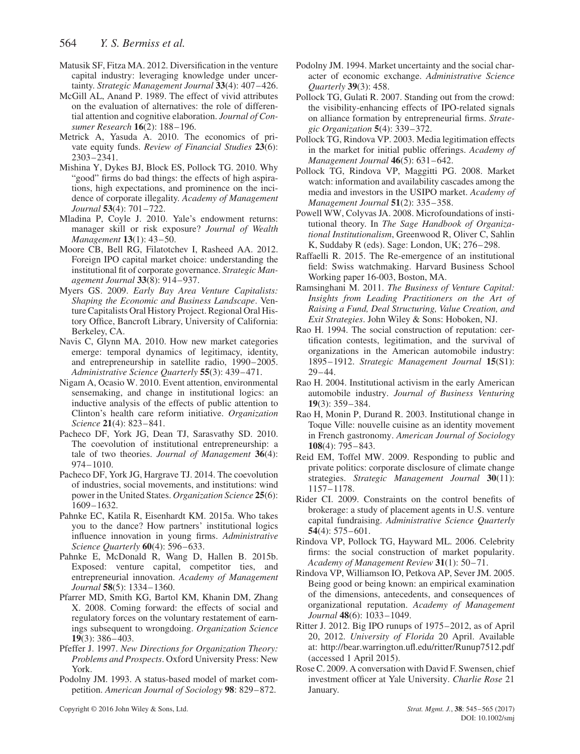Matusik SF, Fitza MA. 2012. Diversification in the venture capital industry: leveraging knowledge under uncertainty. *Strategic Management Journal* **33**(4): 407–426.

McGill AL, Anand P. 1989. The effect of vivid attributes on the evaluation of alternatives: the role of differential attention and cognitive elaboration. *Journal of Consumer Research* **16**(2): 188–196.

Metrick A, Yasuda A. 2010. The economics of private equity funds. *Review of Financial Studies* **23**(6): 2303–2341.

Mishina Y, Dykes BJ, Block ES, Pollock TG. 2010. Why "good" firms do bad things: the effects of high aspirations, high expectations, and prominence on the incidence of corporate illegality. *Academy of Management Journal* **53**(4): 701–722.

Mladina P, Coyle J. 2010. Yale's endowment returns: manager skill or risk exposure? *Journal of Wealth Management* **13**(1): 43–50.

Moore CB, Bell RG, Filatotchev I, Rasheed AA. 2012. Foreign IPO capital market choice: understanding the institutional fit of corporate governance. *Strategic Management Journal* **33**(8): 914–937.

Myers GS. 2009. *Early Bay Area Venture Capitalists: Shaping the Economic and Business Landscape*. Venture Capitalists Oral History Project. Regional Oral History Office, Bancroft Library, University of California: Berkeley, CA.

Navis C, Glynn MA. 2010. How new market categories emerge: temporal dynamics of legitimacy, identity, and entrepreneurship in satellite radio, 1990–2005. *Administrative Science Quarterly* **55**(3): 439–471.

Nigam A, Ocasio W. 2010. Event attention, environmental sensemaking, and change in institutional logics: an inductive analysis of the effects of public attention to Clinton's health care reform initiative. *Organization Science* **21**(4): 823–841.

Pacheco DF, York JG, Dean TJ, Sarasvathy SD. 2010. The coevolution of institutional entrepreneurship: a tale of two theories. *Journal of Management* **36**(4): 974–1010.

Pacheco DF, York JG, Hargrave TJ. 2014. The coevolution of industries, social movements, and institutions: wind power in the United States. *Organization Science* **25**(6): 1609–1632.

Pahnke EC, Katila R, Eisenhardt KM. 2015a. Who takes you to the dance? How partners' institutional logics influence innovation in young firms. *Administrative Science Quarterly* **60**(4): 596–633.

Pahnke E, McDonald R, Wang D, Hallen B. 2015b. Exposed: venture capital, competitor ties, and entrepreneurial innovation. *Academy of Management Journal* **58**(5): 1334–1360.

Pfarrer MD, Smith KG, Bartol KM, Khanin DM, Zhang X. 2008. Coming forward: the effects of social and regulatory forces on the voluntary restatement of earnings subsequent to wrongdoing. *Organization Science* **19**(3): 386–403.

Pfeffer J. 1997. *New Directions for Organization Theory: Problems and Prospects*. Oxford University Press: New York.

Podolny JM. 1993. A status-based model of market competition. *American Journal of Sociology* **98**: 829–872.

Podolny JM. 1994. Market uncertainty and the social character of economic exchange. *Administrative Science Quarterly* **39**(3): 458.

Pollock TG, Gulati R. 2007. Standing out from the crowd: the visibility-enhancing effects of IPO-related signals on alliance formation by entrepreneurial firms. *Strategic Organization* **5**(4): 339–372.

Pollock TG, Rindova VP. 2003. Media legitimation effects in the market for initial public offerings. *Academy of Management Journal* **46**(5): 631–642.

Pollock TG, Rindova VP, Maggitti PG. 2008. Market watch: information and availability cascades among the media and investors in the USIPO market. *Academy of Management Journal* **51**(2): 335–358.

Powell WW, Colyvas JA. 2008. Microfoundations of institutional theory. In *The Sage Handbook of Organizational Institutionalism*, Greenwood R, Oliver C, Sahlin K, Suddaby R (eds). Sage: London, UK; 276–298.

Raffaelli R. 2015. The Re-emergence of an institutional field: Swiss watchmaking. Harvard Business School Working paper 16-003, Boston, MA.

Ramsinghani M. 2011. *The Business of Venture Capital: Insights from Leading Practitioners on the Art of Raising a Fund, Deal Structuring, Value Creation, and Exit Strategies*. John Wiley & Sons: Hoboken, NJ.

Rao H. 1994. The social construction of reputation: certification contests, legitimation, and the survival of organizations in the American automobile industry: 1895–1912. *Strategic Management Journal* **15**(S1): 29–44.

Rao H. 2004. Institutional activism in the early American automobile industry. *Journal of Business Venturing* **19**(3): 359–384.

Rao H, Monin P, Durand R. 2003. Institutional change in Toque Ville: nouvelle cuisine as an identity movement in French gastronomy. *American Journal of Sociology* **108**(4): 795–843.

Reid EM, Toffel MW. 2009. Responding to public and private politics: corporate disclosure of climate change strategies. *Strategic Management Journal* **30**(11): 1157–1178.

Rider CI. 2009. Constraints on the control benefits of brokerage: a study of placement agents in U.S. venture capital fundraising. *Administrative Science Quarterly* **54**(4): 575–601.

Rindova VP, Pollock TG, Hayward ML. 2006. Celebrity firms: the social construction of market popularity. *Academy of Management Review* **31**(1): 50–71.

Rindova VP, Williamson IO, Petkova AP, Sever JM. 2005. Being good or being known: an empirical examination of the dimensions, antecedents, and consequences of organizational reputation. *Academy of Management Journal* **48**(6): 1033–1049.

Ritter J. 2012. Big IPO runups of 1975–2012, as of April 20, 2012. *University of Florida* 20 April. Available at: http://bear.warrington.ufl.edu/ritter/Runup7512.pdf (accessed 1 April 2015).

Rose C. 2009. A conversation with David F. Swensen, chief investment officer at Yale University. *Charlie Rose* 21 January.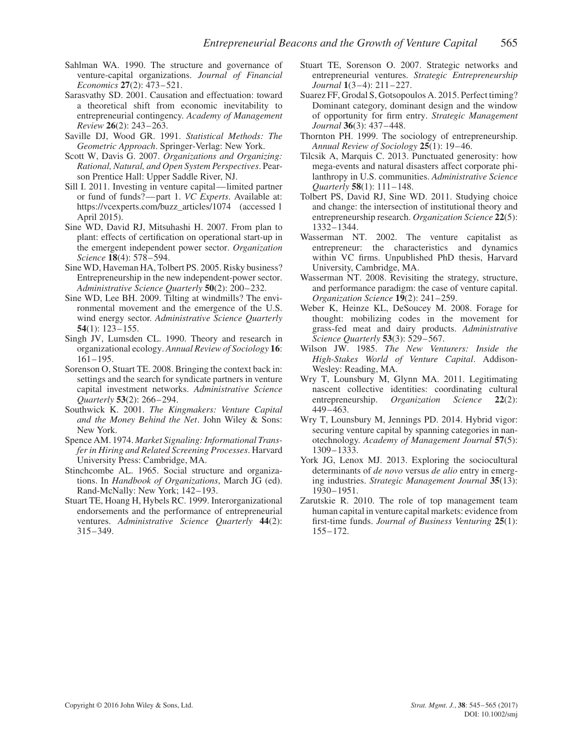Sahlman WA. 1990. The structure and governance of venture-capital organizations. *Journal of Financial Economics* **27**(2): 473–521.

Sarasvathy SD. 2001. Causation and effectuation: toward a theoretical shift from economic inevitability to entrepreneurial contingency. *Academy of Management Review* **26**(2): 243–263.

Saville DJ, Wood GR. 1991. *Statistical Methods: The Geometric Approach*. Springer-Verlag: New York.

Scott W, Davis G. 2007. *Organizations and Organizing: Rational, Natural, and Open System Perspectives*. Pearson Prentice Hall: Upper Saddle River, NJ.

Sill I. 2011. Investing in venture capital—limited partner or fund of funds?—part 1. *VC Experts*. Available at: https://vcexperts.com/buzz_articles/1074 (accessed 1 April 2015).

Sine WD, David RJ, Mitsuhashi H. 2007. From plan to plant: effects of certification on operational start-up in the emergent independent power sector. *Organization Science* **18**(4): 578–594.

Sine WD, Haveman HA, Tolbert PS. 2005. Risky business? Entrepreneurship in the new independent-power sector. *Administrative Science Quarterly* **50**(2): 200–232.

Sine WD, Lee BH. 2009. Tilting at windmills? The environmental movement and the emergence of the U.S. wind energy sector. *Administrative Science Quarterly* **54**(1): 123–155.

Singh JV, Lumsden CL. 1990. Theory and research in organizational ecology. *Annual Review of Sociology* **16**: 161–195.

Sorenson O, Stuart TE. 2008. Bringing the context back in: settings and the search for syndicate partners in venture capital investment networks. *Administrative Science Quarterly* **53**(2): 266–294.

Southwick K. 2001. *The Kingmakers: Venture Capital and the Money Behind the Net*. John Wiley & Sons: New York.

Spence AM. 1974. *Market Signaling: Informational Transfer in Hiring and Related Screening Processes*. Harvard University Press: Cambridge, MA.

Stinchcombe AL. 1965. Social structure and organizations. In *Handbook of Organizations*, March JG (ed). Rand-McNally: New York; 142–193.

Stuart TE, Hoang H, Hybels RC. 1999. Interorganizational endorsements and the performance of entrepreneurial ventures. *Administrative Science Quarterly* **44**(2): 315–349.

Stuart TE, Sorenson O. 2007. Strategic networks and entrepreneurial ventures. *Strategic Entrepreneurship Journal* **1**(3–4): 211–227.

Suarez FF, Grodal S, Gotsopoulos A. 2015. Perfect timing? Dominant category, dominant design and the window of opportunity for firm entry. *Strategic Management Journal* **36**(3): 437–448.

Thornton PH. 1999. The sociology of entrepreneurship. *Annual Review of Sociology* **25**(1): 19–46.

Tilcsik A, Marquis C. 2013. Punctuated generosity: how mega-events and natural disasters affect corporate philanthropy in U.S. communities. *Administrative Science Quarterly* **58**(1): 111–148.

Tolbert PS, David RJ, Sine WD. 2011. Studying choice and change: the intersection of institutional theory and entrepreneurship research. *Organization Science* **22**(5): 1332–1344.

Wasserman NT. 2002. The venture capitalist as entrepreneur: the characteristics and dynamics within VC firms. Unpublished PhD thesis, Harvard University, Cambridge, MA.

Wasserman NT. 2008. Revisiting the strategy, structure, and performance paradigm: the case of venture capital. *Organization Science* **19**(2): 241–259.

Weber K, Heinze KL, DeSoucey M. 2008. Forage for thought: mobilizing codes in the movement for grass-fed meat and dairy products. *Administrative Science Quarterly* **53**(3): 529–567.

Wilson JW. 1985. *The New Venturers: Inside the High-Stakes World of Venture Capital*. Addison-Wesley: Reading, MA.

Wry T, Lounsbury M, Glynn MA. 2011. Legitimating nascent collective identities: coordinating cultural entrepreneurship. *Organization Science* **22**(2): 449–463.

Wry T, Lounsbury M, Jennings PD. 2014. Hybrid vigor: securing venture capital by spanning categories in nanotechnology. *Academy of Management Journal* **57**(5): 1309–1333.

York JG, Lenox MJ. 2013. Exploring the sociocultural determinants of *de novo* versus *de alio* entry in emerging industries. *Strategic Management Journal* **35**(13): 1930–1951.

Zarutskie R. 2010. The role of top management team human capital in venture capital markets: evidence from first-time funds. *Journal of Business Venturing* **25**(1): 155–172.